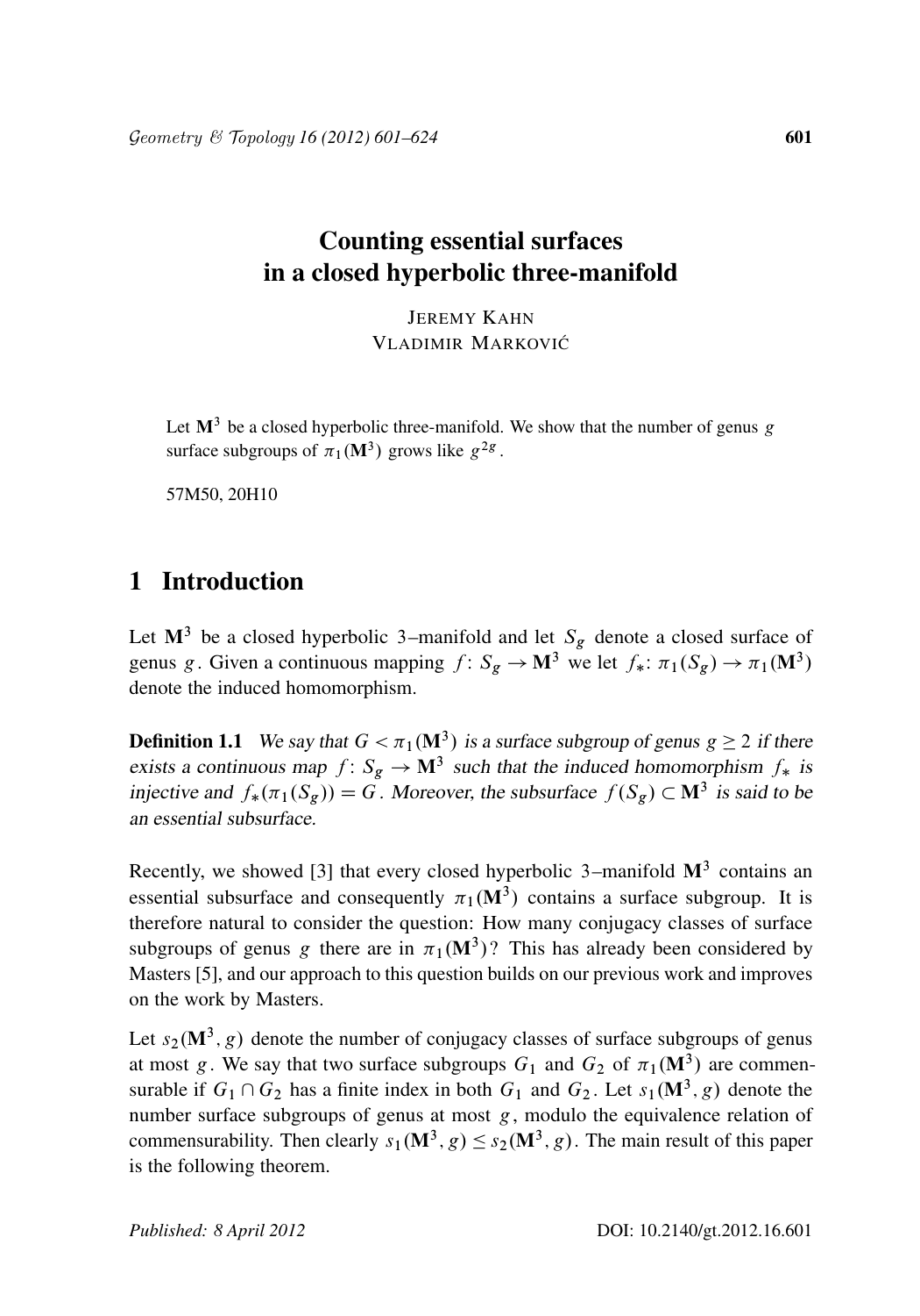# Counting essential surfaces in a closed hyperbolic three-manifold

JEREMY KAHN
VLADIMIR MARKOVIĆ

Let $\mathbf{M}^3$ be a closed hyperbolic three-manifold. We show that the number of genus $g$ surface subgroups of $\pi_1(\mathbf{M}^3)$ grows like $g^{2g}$.

57M50, 20H10

## 1 Introduction

Let $\mathbf{M}^3$ be a closed hyperbolic 3–manifold and let $S_g$ denote a closed surface of genus $g$. Given a continuous mapping $f\colon S_g \to \mathbf{M}^3$ we let $f_*\colon \pi_1(S_g) \to \pi_1(\mathbf{M}^3)$ denote the induced homomorphism.

**Definition 1.1** *We say that $G < \pi_1(\mathbf{M}^3)$ is a surface subgroup of genus $g \geq 2$ if there exists a continuous map $f\colon S_g \to \mathbf{M}^3$ such that the induced homomorphism $f_*$ is injective and $f_*(\pi_1(S_g)) = G$. Moreover, the subsurface $f(S_g) \subset \mathbf{M}^3$ is said to be an essential subsurface.*

Recently, we showed [3] that every closed hyperbolic 3–manifold $\mathbf{M}^3$ contains an essential subsurface and consequently $\pi_1(\mathbf{M}^3)$ contains a surface subgroup. It is therefore natural to consider the question: How many conjugacy classes of surface subgroups of genus $g$ there are in $\pi_1(\mathbf{M}^3)$? This has already been considered by Masters [5], and our approach to this question builds on our previous work and improves on the work by Masters.

Let $s_2(\mathbf{M}^3, g)$ denote the number of conjugacy classes of surface subgroups of genus at most $g$. We say that two surface subgroups $G_1$ and $G_2$ of $\pi_1(\mathbf{M}^3)$ are commensurable if $G_1 \cap G_2$ has a finite index in both $G_1$ and $G_2$. Let $s_1(\mathbf{M}^3, g)$ denote the number surface subgroups of genus at most $g$, modulo the equivalence relation of commensurability. Then clearly $s_1(\mathbf{M}^3, g) \leq s_2(\mathbf{M}^3, g)$. The main result of this paper is the following theorem.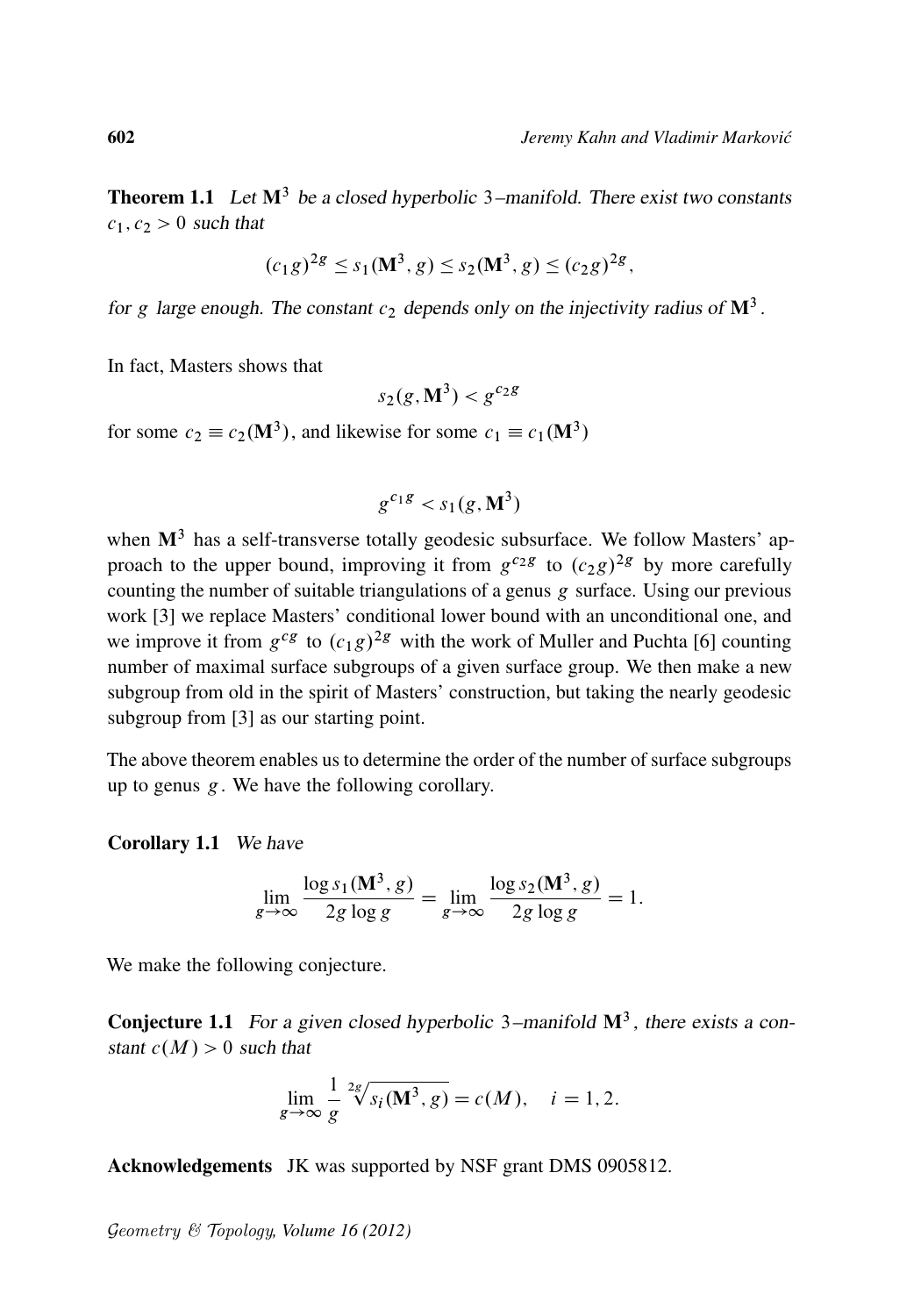**Theorem 1.1** *Let $\mathbf{M}^3$ be a closed hyperbolic 3–manifold. There exist two constants $c_1, c_2 > 0$ such that*

$$(c_1 g)^{2g} \leq s_1(\mathbf{M}^3, g) \leq s_2(\mathbf{M}^3, g) \leq (c_2 g)^{2g},$$

*for $g$ large enough. The constant $c_2$ depends only on the injectivity radius of $\mathbf{M}^3$.*

In fact, Masters shows that

$$s_2(g, \mathbf{M}^3) < g^{c_2 g}$$

for some $c_2 \equiv c_2(\mathbf{M}^3)$, and likewise for some $c_1 \equiv c_1(\mathbf{M}^3)$

$$g^{c_1 g} < s_1(g, \mathbf{M}^3)$$

when $\mathbf{M}^3$ has a self-transverse totally geodesic subsurface. We follow Masters' approach to the upper bound, improving it from $g^{c_2 g}$ to $(c_2 g)^{2g}$ by more carefully counting the number of suitable triangulations of a genus $g$ surface. Using our previous work [3] we replace Masters' conditional lower bound with an unconditional one, and we improve it from $g^{cg}$ to $(c_1 g)^{2g}$ with the work of Muller and Puchta [6] counting number of maximal surface subgroups of a given surface group. We then make a new subgroup from old in the spirit of Masters' construction, but taking the nearly geodesic subgroup from [3] as our starting point.

The above theorem enables us to determine the order of the number of surface subgroups up to genus $g$. We have the following corollary.

**Corollary 1.1** *We have*

$$\lim_{g \to \infty} \frac{\log s_1(\mathbf{M}^3, g)}{2g \log g} = \lim_{g \to \infty} \frac{\log s_2(\mathbf{M}^3, g)}{2g \log g} = 1.$$

We make the following conjecture.

**Conjecture 1.1** *For a given closed hyperbolic 3–manifold $\mathbf{M}^3$, there exists a constant $c(M) > 0$ such that*

$$\lim_{g \to \infty} \frac{1}{g} \sqrt[2g]{s_i(\mathbf{M}^3, g)} = c(M), \quad i = 1, 2.$$

**Acknowledgements** JK was supported by NSF grant DMS 0905812.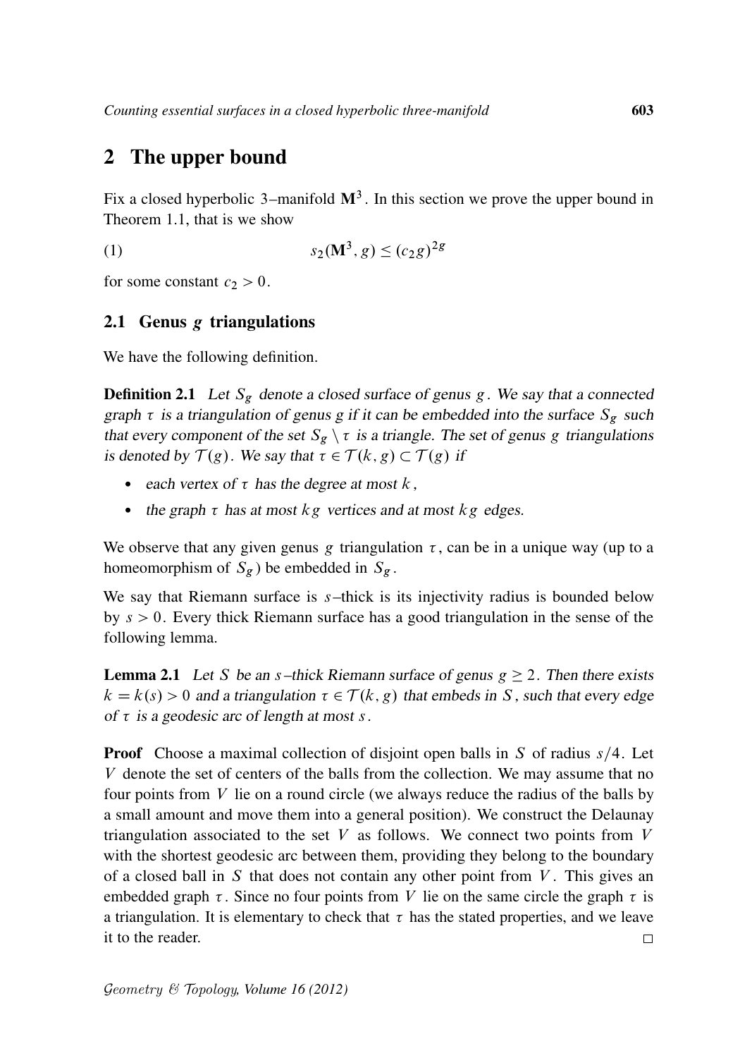## 2 The upper bound

Fix a closed hyperbolic 3–manifold $\mathbf{M}^3$. In this section we prove the upper bound in Theorem 1.1, that is we show

$$s_2(\mathbf{M}^3, g) \leq (c_2 g)^{2g} \tag{1}$$

for some constant $c_2 > 0$.

### 2.1 Genus $g$ triangulations

We have the following definition.

**Definition 2.1** *Let $S_g$ denote a closed surface of genus $g$. We say that a connected graph $\tau$ is a triangulation of genus g if it can be embedded into the surface $S_g$ such that every component of the set $S_g \setminus \tau$ is a triangle. The set of genus $g$ triangulations is denoted by $\mathcal{T}(g)$. We say that $\tau \in \mathcal{T}(k, g) \subset \mathcal{T}(g)$ if*

- *each vertex of $\tau$ has the degree at most $k$,*
- *the graph $\tau$ has at most $kg$ vertices and at most $kg$ edges.*

We observe that any given genus $g$ triangulation $\tau$, can be in a unique way (up to a homeomorphism of $S_g$) be embedded in $S_g$.

We say that Riemann surface is $s$–thick is its injectivity radius is bounded below by $s > 0$. Every thick Riemann surface has a good triangulation in the sense of the following lemma.

**Lemma 2.1** *Let $S$ be an $s$–thick Riemann surface of genus $g \geq 2$. Then there exists $k = k(s) > 0$ and a triangulation $\tau \in \mathcal{T}(k, g)$ that embeds in $S$, such that every edge of $\tau$ is a geodesic arc of length at most $s$.*

**Proof** Choose a maximal collection of disjoint open balls in $S$ of radius $s/4$. Let $V$ denote the set of centers of the balls from the collection. We may assume that no four points from $V$ lie on a round circle (we always reduce the radius of the balls by a small amount and move them into a general position). We construct the Delaunay triangulation associated to the set $V$ as follows. We connect two points from $V$ with the shortest geodesic arc between them, providing they belong to the boundary of a closed ball in $S$ that does not contain any other point from $V$. This gives an embedded graph $\tau$. Since no four points from $V$ lie on the same circle the graph $\tau$ is a triangulation. It is elementary to check that $\tau$ has the stated properties, and we leave it to the reader. $\square$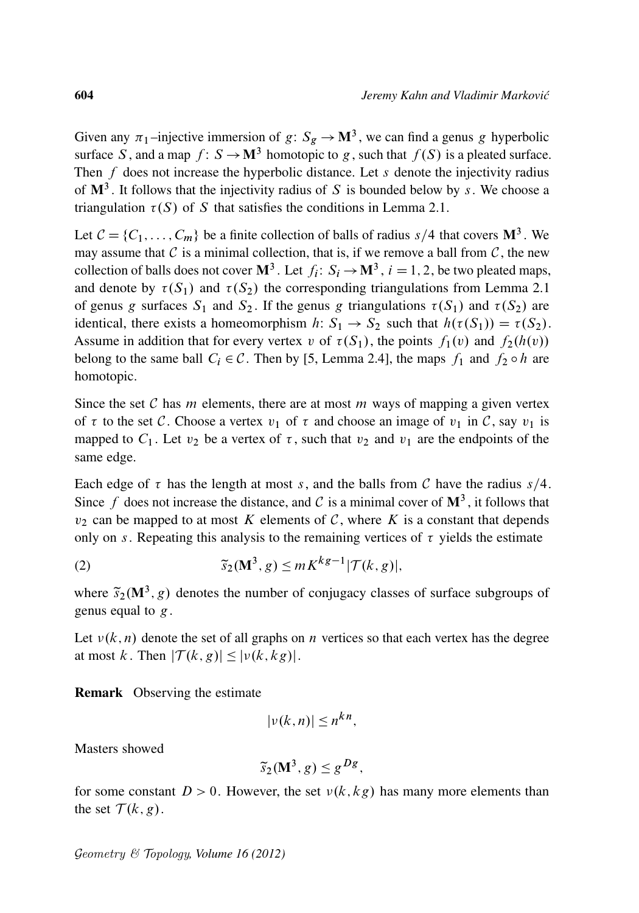Given any $\pi_1$–injective immersion of $g\colon S_g \to \mathbf{M}^3$, we can find a genus $g$ hyperbolic surface $S$, and a map $f\colon S \to \mathbf{M}^3$ homotopic to $g$, such that $f(S)$ is a pleated surface. Then $f$ does not increase the hyperbolic distance. Let $s$ denote the injectivity radius of $\mathbf{M}^3$. It follows that the injectivity radius of $S$ is bounded below by $s$. We choose a triangulation $\tau(S)$ of $S$ that satisfies the conditions in Lemma 2.1.

Let $\mathcal{C} = \{C_1, \dots, C_m\}$ be a finite collection of balls of radius $s/4$ that covers $\mathbf{M}^3$. We may assume that $\mathcal{C}$ is a minimal collection, that is, if we remove a ball from $\mathcal{C}$, the new collection of balls does not cover $\mathbf{M}^3$. Let $f_i\colon S_i \to \mathbf{M}^3$, $i = 1, 2$, be two pleated maps, and denote by $\tau(S_1)$ and $\tau(S_2)$ the corresponding triangulations from Lemma 2.1 of genus $g$ surfaces $S_1$ and $S_2$. If the genus $g$ triangulations $\tau(S_1)$ and $\tau(S_2)$ are identical, there exists a homeomorphism $h\colon S_1 \to S_2$ such that $h(\tau(S_1)) = \tau(S_2)$. Assume in addition that for every vertex $v$ of $\tau(S_1)$, the points $f_1(v)$ and $f_2(h(v))$ belong to the same ball $C_i \in \mathcal{C}$. Then by [5, Lemma 2.4], the maps $f_1$ and $f_2 \circ h$ are homotopic.

Since the set $\mathcal{C}$ has $m$ elements, there are at most $m$ ways of mapping a given vertex of $\tau$ to the set $\mathcal{C}$. Choose a vertex $v_1$ of $\tau$ and choose an image of $v_1$ in $\mathcal{C}$, say $v_1$ is mapped to $C_1$. Let $v_2$ be a vertex of $\tau$, such that $v_2$ and $v_1$ are the endpoints of the same edge.

Each edge of $\tau$ has the length at most $s$, and the balls from $\mathcal{C}$ have the radius $s/4$. Since $f$ does not increase the distance, and $\mathcal{C}$ is a minimal cover of $\mathbf{M}^3$, it follows that $v_2$ can be mapped to at most $K$ elements of $\mathcal{C}$, where $K$ is a constant that depends only on $s$. Repeating this analysis to the remaining vertices of $\tau$ yields the estimate

$$\widetilde{s}_2(\mathbf{M}^3, g) \le m K^{kg-1} |\mathcal{T}(k, g)|, \tag{2}$$

where $\widetilde{s}_2(\mathbf{M}^3, g)$ denotes the number of conjugacy classes of surface subgroups of genus equal to $g$.

Let $\nu(k, n)$ denote the set of all graphs on $n$ vertices so that each vertex has the degree at most $k$. Then $|\mathcal{T}(k, g)| \le |\nu(k, kg)|$.

**Remark** Observing the estimate

$$|\nu(k, n)| \le n^{kn},$$

Masters showed

$$\widetilde{s}_2(\mathbf{M}^3, g) \le g^{Dg},$$

for some constant $D > 0$. However, the set $\nu(k, kg)$ has many more elements than the set $\mathcal{T}(k, g)$.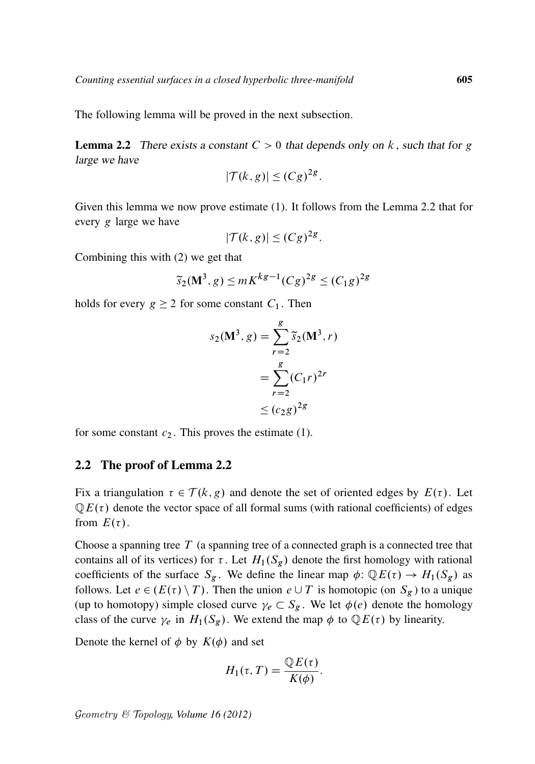The following lemma will be proved in the next subsection.

**Lemma 2.2** *There exists a constant $C > 0$ that depends only on $k$, such that for $g$ large we have*

$$|\mathcal{T}(k,g)| \leq (Cg)^{2g}.$$

Given this lemma we now prove estimate (1). It follows from the Lemma 2.2 that for every $g$ large we have

$$|\mathcal{T}(k,g)| \leq (Cg)^{2g}.$$

Combining this with (2) we get that

$$\widetilde{s}_2(\mathbf{M}^3, g) \leq mK^{kg-1}(Cg)^{2g} \leq (C_1 g)^{2g}$$

holds for every $g \geq 2$ for some constant $C_1$. Then

$$\begin{aligned} s_2(\mathbf{M}^3, g) &= \sum_{r=2}^{g} \widetilde{s}_2(\mathbf{M}^3, r) \\ &= \sum_{r=2}^{g} (C_1 r)^{2r} \\ &\leq (c_2 g)^{2g} \end{aligned}$$

for some constant $c_2$. This proves the estimate (1).

## 2.2 The proof of Lemma 2.2

Fix a triangulation $\tau \in \mathcal{T}(k,g)$ and denote the set of oriented edges by $E(\tau)$. Let $\mathbb{Q}E(\tau)$ denote the vector space of all formal sums (with rational coefficients) of edges from $E(\tau)$.

Choose a spanning tree $T$ (a spanning tree of a connected graph is a connected tree that contains all of its vertices) for $\tau$. Let $H_1(S_g)$ denote the first homology with rational coefficients of the surface $S_g$. We define the linear map $\phi\colon \mathbb{Q}E(\tau) \to H_1(S_g)$ as follows. Let $e \in (E(\tau) \setminus T)$. Then the union $e \cup T$ is homotopic (on $S_g$) to a unique (up to homotopy) simple closed curve $\gamma_e \subset S_g$. We let $\phi(e)$ denote the homology class of the curve $\gamma_e$ in $H_1(S_g)$. We extend the map $\phi$ to $\mathbb{Q}E(\tau)$ by linearity.

Denote the kernel of $\phi$ by $K(\phi)$ and set

$$H_1(\tau, T) = \frac{\mathbb{Q}E(\tau)}{K(\phi)}.$$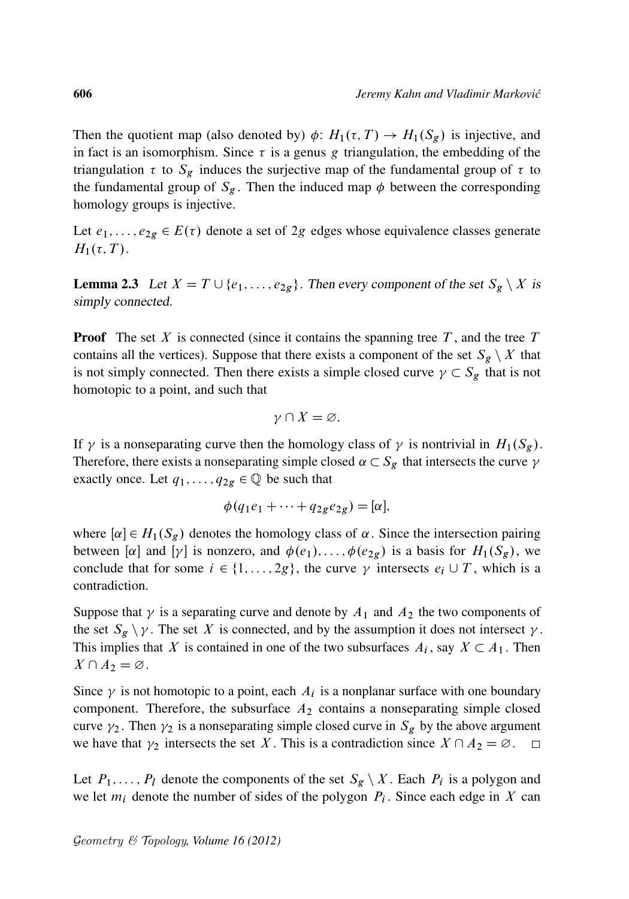Then the quotient map (also denoted by) $\phi\colon H_1(\tau, T) \to H_1(S_g)$ is injective, and in fact is an isomorphism. Since $\tau$ is a genus $g$ triangulation, the embedding of the triangulation $\tau$ to $S_g$ induces the surjective map of the fundamental group of $\tau$ to the fundamental group of $S_g$. Then the induced map $\phi$ between the corresponding homology groups is injective.

Let $e_1, \dots, e_{2g} \in E(\tau)$ denote a set of $2g$ edges whose equivalence classes generate $H_1(\tau, T)$.

**Lemma 2.3** *Let $X = T \cup \{e_1, \dots, e_{2g}\}$. Then every component of the set $S_g \setminus X$ is simply connected.*

**Proof** The set $X$ is connected (since it contains the spanning tree $T$, and the tree $T$ contains all the vertices). Suppose that there exists a component of the set $S_g \setminus X$ that is not simply connected. Then there exists a simple closed curve $\gamma \subset S_g$ that is not homotopic to a point, and such that

$$\gamma \cap X = \varnothing.$$

If $\gamma$ is a nonseparating curve then the homology class of $\gamma$ is nontrivial in $H_1(S_g)$. Therefore, there exists a nonseparating simple closed $\alpha \subset S_g$ that intersects the curve $\gamma$ exactly once. Let $q_1, \dots, q_{2g} \in \mathbb{Q}$ be such that

$$\phi(q_1 e_1 + \cdots + q_{2g} e_{2g}) = [\alpha],$$

where $[\alpha] \in H_1(S_g)$ denotes the homology class of $\alpha$. Since the intersection pairing between $[\alpha]$ and $[\gamma]$ is nonzero, and $\phi(e_1), \dots, \phi(e_{2g})$ is a basis for $H_1(S_g)$, we conclude that for some $i \in \{1, \dots, 2g\}$, the curve $\gamma$ intersects $e_i \cup T$, which is a contradiction.

Suppose that $\gamma$ is a separating curve and denote by $A_1$ and $A_2$ the two components of the set $S_g \setminus \gamma$. The set $X$ is connected, and by the assumption it does not intersect $\gamma$. This implies that $X$ is contained in one of the two subsurfaces $A_i$, say $X \subset A_1$. Then $X \cap A_2 = \varnothing$.

Since $\gamma$ is not homotopic to a point, each $A_i$ is a nonplanar surface with one boundary component. Therefore, the subsurface $A_2$ contains a nonseparating simple closed curve $\gamma_2$. Then $\gamma_2$ is a nonseparating simple closed curve in $S_g$ by the above argument we have that $\gamma_2$ intersects the set $X$. This is a contradiction since $X \cap A_2 = \varnothing$. $\square$

Let $P_1, \dots, P_l$ denote the components of the set $S_g \setminus X$. Each $P_i$ is a polygon and we let $m_i$ denote the number of sides of the polygon $P_i$. Since each edge in $X$ can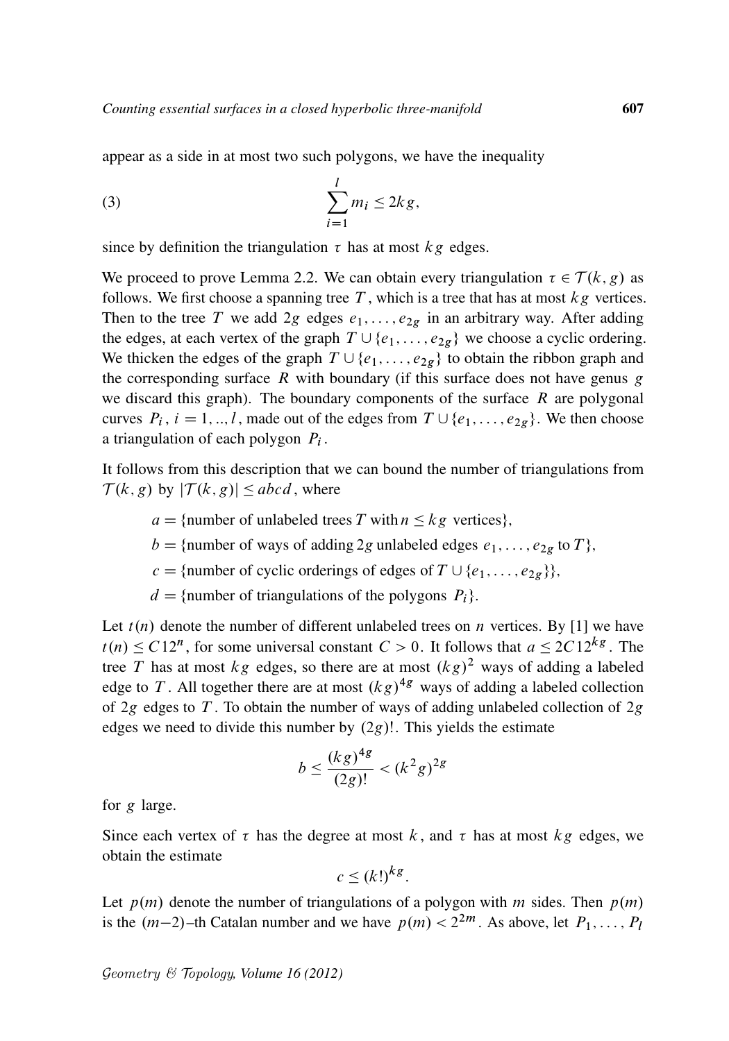appear as a side in at most two such polygons, we have the inequality

$$\sum_{i=1}^{l} m_i \leq 2kg, \tag{3}$$

since by definition the triangulation $\tau$ has at most $kg$ edges.

We proceed to prove Lemma 2.2. We can obtain every triangulation $\tau \in \mathcal{T}(k,g)$ as follows. We first choose a spanning tree $T$, which is a tree that has at most $kg$ vertices. Then to the tree $T$ we add $2g$ edges $e_1, \ldots, e_{2g}$ in an arbitrary way. After adding the edges, at each vertex of the graph $T \cup \{e_1, \ldots, e_{2g}\}$ we choose a cyclic ordering. We thicken the edges of the graph $T \cup \{e_1, \ldots, e_{2g}\}$ to obtain the ribbon graph and the corresponding surface $R$ with boundary (if this surface does not have genus $g$ we discard this graph). The boundary components of the surface $R$ are polygonal curves $P_i$, $i = 1, .., l$, made out of the edges from $T \cup \{e_1, \ldots, e_{2g}\}$. We then choose a triangulation of each polygon $P_i$.

It follows from this description that we can bound the number of triangulations from $\mathcal{T}(k,g)$ by $|\mathcal{T}(k,g)| \leq abcd$, where

- $a = \{\text{number of unlabeled trees } T \text{ with } n \leq kg \text{ vertices}\}$,
- $b = \{\text{number of ways of adding } 2g \text{ unlabeled edges } e_1, \ldots, e_{2g} \text{ to } T\}$,
- $c = \{\text{number of cyclic orderings of edges of } T \cup \{e_1, \ldots, e_{2g}\}\}$,
- $d = \{\text{number of triangulations of the polygons } P_i\}$.

Let $t(n)$ denote the number of different unlabeled trees on $n$ vertices. By [1] we have $t(n) \leq C 12^n$, for some universal constant $C > 0$. It follows that $a \leq 2C 12^{kg}$. The tree $T$ has at most $kg$ edges, so there are at most $(kg)^2$ ways of adding a labeled edge to $T$. All together there are at most $(kg)^{4g}$ ways of adding a labeled collection of $2g$ edges to $T$. To obtain the number of ways of adding unlabeled collection of $2g$ edges we need to divide this number by $(2g)!$. This yields the estimate

$$b \leq \frac{(kg)^{4g}}{(2g)!} < (k^2 g)^{2g}$$

for $g$ large.

Since each vertex of $\tau$ has the degree at most $k$, and $\tau$ has at most $kg$ edges, we obtain the estimate

$$c \leq (k!)^{kg}.$$

Let $p(m)$ denote the number of triangulations of a polygon with $m$ sides. Then $p(m)$ is the $(m-2)$–th Catalan number and we have $p(m) < 2^{2m}$. As above, let $P_1, \ldots, P_l$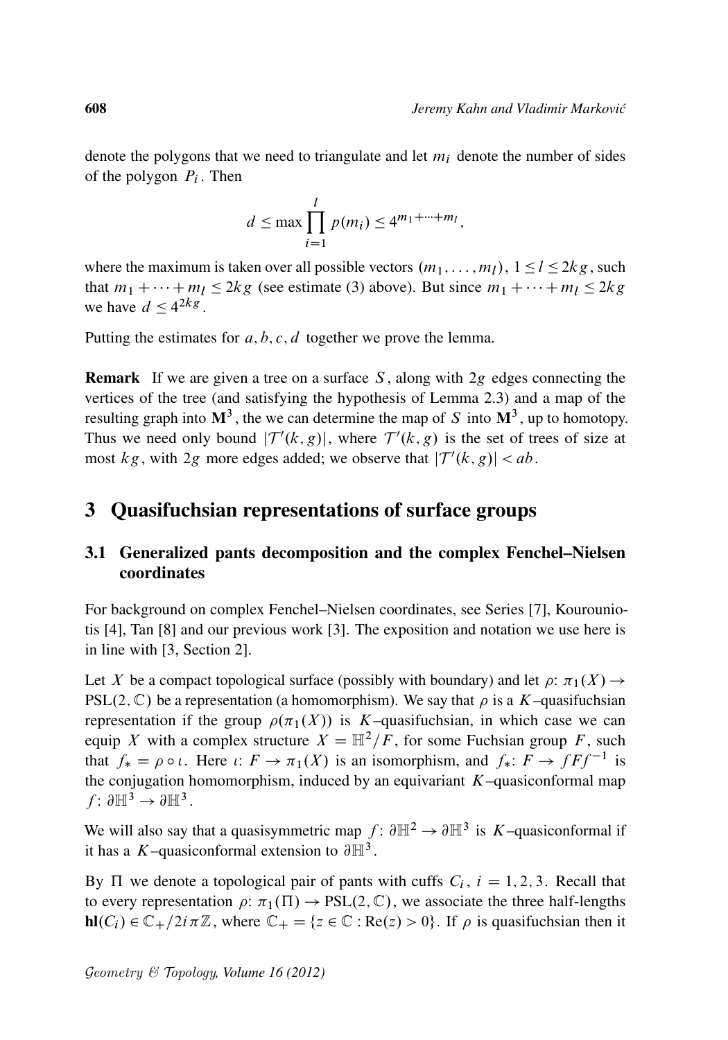denote the polygons that we need to triangulate and let $m_i$ denote the number of sides of the polygon $P_i$. Then

$$d \leq \max \prod_{i=1}^{l} p(m_i) \leq 4^{m_1+\cdots+m_l},$$

where the maximum is taken over all possible vectors $(m_1,\ldots,m_l)$, $1 \leq l \leq 2kg$, such that $m_1+\cdots+m_l \leq 2kg$ (see estimate (3) above). But since $m_1+\cdots+m_l \leq 2kg$ we have $d \leq 4^{2kg}$.

Putting the estimates for $a, b, c, d$ together we prove the lemma.

**Remark** If we are given a tree on a surface $S$, along with $2g$ edges connecting the vertices of the tree (and satisfying the hypothesis of Lemma 2.3) and a map of the resulting graph into $\mathbf{M}^3$, the we can determine the map of $S$ into $\mathbf{M}^3$, up to homotopy. Thus we need only bound $|\mathcal{T}'(k,g)|$, where $\mathcal{T}'(k,g)$ is the set of trees of size at most $kg$, with $2g$ more edges added; we observe that $|\mathcal{T}'(k,g)| < ab$.

# 3 Quasifuchsian representations of surface groups

## 3.1 Generalized pants decomposition and the complex Fenchel–Nielsen coordinates

For background on complex Fenchel–Nielsen coordinates, see Series [7], Kourouniotis [4], Tan [8] and our previous work [3]. The exposition and notation we use here is in line with [3, Section 2].

Let $X$ be a compact topological surface (possibly with boundary) and let $\rho\colon \pi_1(X) \to \mathrm{PSL}(2,\mathbb{C})$ be a representation (a homomorphism). We say that $\rho$ is a $K$–quasifuchsian representation if the group $\rho(\pi_1(X))$ is $K$–quasifuchsian, in which case we can equip $X$ with a complex structure $X = \mathbb{H}^2/F$, for some Fuchsian group $F$, such that $f_* = \rho \circ \iota$. Here $\iota\colon F \to \pi_1(X)$ is an isomorphism, and $f_*\colon F \to fFf^{-1}$ is the conjugation homomorphism, induced by an equivariant $K$–quasiconformal map $f\colon \partial\mathbb{H}^3 \to \partial\mathbb{H}^3$.

We will also say that a quasisymmetric map $f\colon \partial\mathbb{H}^2 \to \partial\mathbb{H}^3$ is $K$–quasiconformal if it has a $K$–quasiconformal extension to $\partial\mathbb{H}^3$.

By $\Pi$ we denote a topological pair of pants with cuffs $C_i$, $i=1,2,3$. Recall that to every representation $\rho\colon \pi_1(\Pi) \to \mathrm{PSL}(2,\mathbb{C})$, we associate the three half-lengths $\mathbf{hl}(C_i) \in \mathbb{C}_+/2i\pi\mathbb{Z}$, where $\mathbb{C}_+ = \{z \in \mathbb{C} : \mathrm{Re}(z) > 0\}$. If $\rho$ is quasifuchsian then it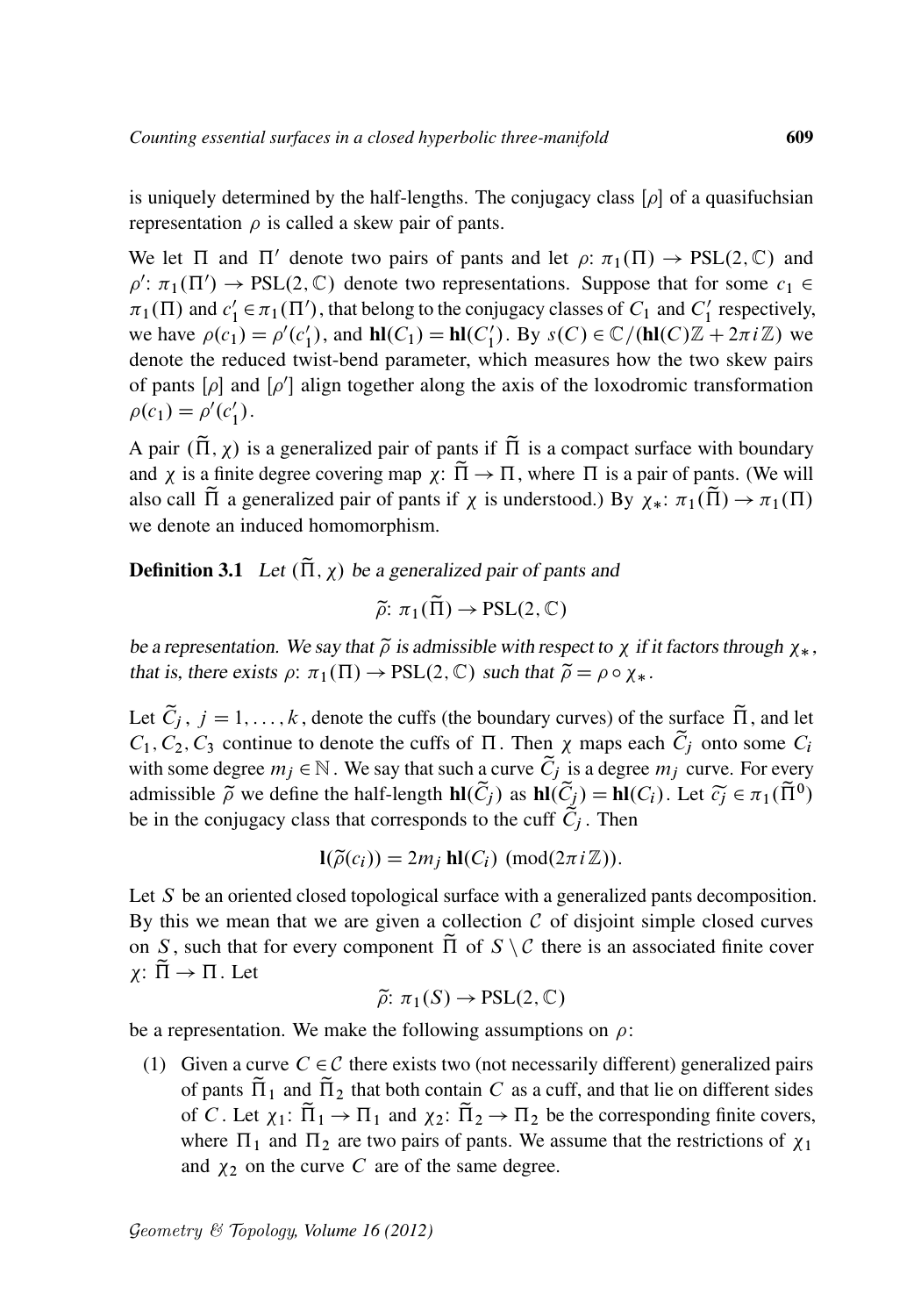is uniquely determined by the half-lengths. The conjugacy class $[\rho]$ of a quasifuchsian representation $\rho$ is called a skew pair of pants.

We let $\Pi$ and $\Pi'$ denote two pairs of pants and let $\rho\colon \pi_1(\Pi) \to \mathrm{PSL}(2,\mathbb{C})$ and $\rho'\colon \pi_1(\Pi') \to \mathrm{PSL}(2,\mathbb{C})$ denote two representations. Suppose that for some $c_1 \in \pi_1(\Pi)$ and $c_1' \in \pi_1(\Pi')$, that belong to the conjugacy classes of $C_1$ and $C_1'$ respectively, we have $\rho(c_1) = \rho'(c_1')$, and $\mathbf{hl}(C_1) = \mathbf{hl}(C_1')$. By $s(C) \in \mathbb{C}/(\mathbf{hl}(C)\mathbb{Z} + 2\pi i\mathbb{Z})$ we denote the reduced twist-bend parameter, which measures how the two skew pairs of pants $[\rho]$ and $[\rho']$ align together along the axis of the loxodromic transformation $\rho(c_1) = \rho'(c_1')$.

A pair $(\widetilde{\Pi}, \chi)$ is a generalized pair of pants if $\widetilde{\Pi}$ is a compact surface with boundary and $\chi$ is a finite degree covering map $\chi\colon \widetilde{\Pi} \to \Pi$, where $\Pi$ is a pair of pants. (We will also call $\widetilde{\Pi}$ a generalized pair of pants if $\chi$ is understood.) By $\chi_*\colon \pi_1(\widetilde{\Pi}) \to \pi_1(\Pi)$ we denote an induced homomorphism.

**Definition 3.1** *Let $(\widetilde{\Pi}, \chi)$ be a generalized pair of pants and*

$$\widetilde{\rho}\colon \pi_1(\widetilde{\Pi}) \to \mathrm{PSL}(2,\mathbb{C})$$

*be a representation. We say that $\widetilde{\rho}$ is admissible with respect to $\chi$ if it factors through $\chi_*$, that is, there exists $\rho\colon \pi_1(\Pi) \to \mathrm{PSL}(2,\mathbb{C})$ such that $\widetilde{\rho} = \rho \circ \chi_*$.*

Let $\widetilde{C}_j$, $j = 1, \dots, k$, denote the cuffs (the boundary curves) of the surface $\widetilde{\Pi}$, and let $C_1, C_2, C_3$ continue to denote the cuffs of $\Pi$. Then $\chi$ maps each $\widetilde{C}_j$ onto some $C_i$ with some degree $m_j \in \mathbb{N}$. We say that such a curve $\widetilde{C}_j$ is a degree $m_j$ curve. For every admissible $\widetilde{\rho}$ we define the half-length $\mathbf{hl}(\widetilde{C}_j)$ as $\mathbf{hl}(\widetilde{C}_j) = \mathbf{hl}(C_i)$. Let $\widetilde{c_j} \in \pi_1(\widetilde{\Pi}^0)$ be in the conjugacy class that corresponds to the cuff $\widetilde{C}_j$. Then

$$\mathbf{l}(\widetilde{\rho}(c_i)) = 2m_j\,\mathbf{hl}(C_i) \pmod{2\pi i\mathbb{Z}}.$$

Let $S$ be an oriented closed topological surface with a generalized pants decomposition. By this we mean that we are given a collection $\mathcal{C}$ of disjoint simple closed curves on $S$, such that for every component $\widetilde{\Pi}$ of $S \setminus \mathcal{C}$ there is an associated finite cover $\chi\colon \widetilde{\Pi} \to \Pi$. Let

$$\widetilde{\rho}\colon \pi_1(S) \to \mathrm{PSL}(2,\mathbb{C})$$

be a representation. We make the following assumptions on $\rho$:

(1) Given a curve $C \in \mathcal{C}$ there exists two (not necessarily different) generalized pairs of pants $\widetilde{\Pi}_1$ and $\widetilde{\Pi}_2$ that both contain $C$ as a cuff, and that lie on different sides of $C$. Let $\chi_1\colon \widetilde{\Pi}_1 \to \Pi_1$ and $\chi_2\colon \widetilde{\Pi}_2 \to \Pi_2$ be the corresponding finite covers, where $\Pi_1$ and $\Pi_2$ are two pairs of pants. We assume that the restrictions of $\chi_1$ and $\chi_2$ on the curve $C$ are of the same degree.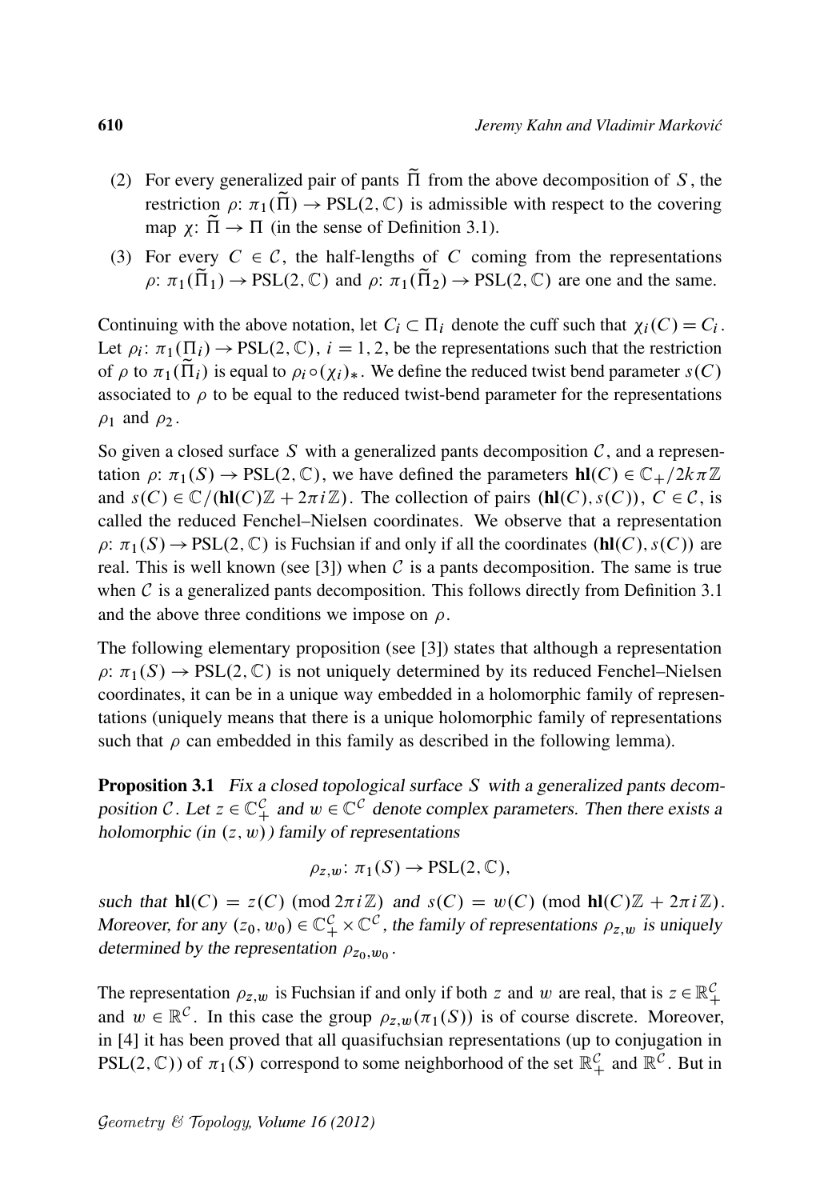(2) For every generalized pair of pants $\widetilde{\Pi}$ from the above decomposition of $S$, the restriction $\rho\colon \pi_1(\widetilde{\Pi}) \to \mathrm{PSL}(2,\mathbb{C})$ is admissible with respect to the covering map $\chi\colon \widetilde{\Pi} \to \Pi$ (in the sense of Definition 3.1).

(3) For every $C \in \mathcal{C}$, the half-lengths of $C$ coming from the representations $\rho\colon \pi_1(\widetilde{\Pi}_1) \to \mathrm{PSL}(2,\mathbb{C})$ and $\rho\colon \pi_1(\widetilde{\Pi}_2) \to \mathrm{PSL}(2,\mathbb{C})$ are one and the same.

Continuing with the above notation, let $C_i \subset \Pi_i$ denote the cuff such that $\chi_i(C) = C_i$. Let $\rho_i\colon \pi_1(\Pi_i) \to \mathrm{PSL}(2,\mathbb{C})$, $i = 1,2$, be the representations such that the restriction of $\rho$ to $\pi_1(\widetilde{\Pi}_i)$ is equal to $\rho_i \circ (\chi_i)_*$. We define the reduced twist bend parameter $s(C)$ associated to $\rho$ to be equal to the reduced twist-bend parameter for the representations $\rho_1$ and $\rho_2$.

So given a closed surface $S$ with a generalized pants decomposition $\mathcal{C}$, and a representation $\rho\colon \pi_1(S) \to \mathrm{PSL}(2,\mathbb{C})$, we have defined the parameters $\mathbf{hl}(C) \in \mathbb{C}_+/2k\pi\mathbb{Z}$ and $s(C) \in \mathbb{C}/(\mathbf{hl}(C)\mathbb{Z} + 2\pi i\mathbb{Z})$. The collection of pairs $(\mathbf{hl}(C), s(C))$, $C \in \mathcal{C}$, is called the reduced Fenchel–Nielsen coordinates. We observe that a representation $\rho\colon \pi_1(S) \to \mathrm{PSL}(2,\mathbb{C})$ is Fuchsian if and only if all the coordinates $(\mathbf{hl}(C), s(C))$ are real. This is well known (see [3]) when $\mathcal{C}$ is a pants decomposition. The same is true when $\mathcal{C}$ is a generalized pants decomposition. This follows directly from Definition 3.1 and the above three conditions we impose on $\rho$.

The following elementary proposition (see [3]) states that although a representation $\rho\colon \pi_1(S) \to \mathrm{PSL}(2,\mathbb{C})$ is not uniquely determined by its reduced Fenchel–Nielsen coordinates, it can be in a unique way embedded in a holomorphic family of representations (uniquely means that there is a unique holomorphic family of representations such that $\rho$ can embedded in this family as described in the following lemma).

**Proposition 3.1** *Fix a closed topological surface $S$ with a generalized pants decomposition $\mathcal{C}$. Let $z \in \mathbb{C}_+^{\mathcal{C}}$ and $w \in \mathbb{C}^{\mathcal{C}}$ denote complex parameters. Then there exists a holomorphic (in $(z,w)$) family of representations*

$$\rho_{z,w}\colon \pi_1(S) \to \mathrm{PSL}(2,\mathbb{C}),$$

*such that $\mathbf{hl}(C) = z(C) \pmod{2\pi i\mathbb{Z}}$ and $s(C) = w(C) \pmod{\mathbf{hl}(C)\mathbb{Z} + 2\pi i\mathbb{Z}}$. Moreover, for any $(z_0, w_0) \in \mathbb{C}_+^{\mathcal{C}} \times \mathbb{C}^{\mathcal{C}}$, the family of representations $\rho_{z,w}$ is uniquely determined by the representation $\rho_{z_0,w_0}$.*

The representation $\rho_{z,w}$ is Fuchsian if and only if both $z$ and $w$ are real, that is $z \in \mathbb{R}_+^{\mathcal{C}}$ and $w \in \mathbb{R}^{\mathcal{C}}$. In this case the group $\rho_{z,w}(\pi_1(S))$ is of course discrete. Moreover, in [4] it has been proved that all quasifuchsian representations (up to conjugation in $\mathrm{PSL}(2,\mathbb{C})$) of $\pi_1(S)$ correspond to some neighborhood of the set $\mathbb{R}_+^{\mathcal{C}}$ and $\mathbb{R}^{\mathcal{C}}$. But in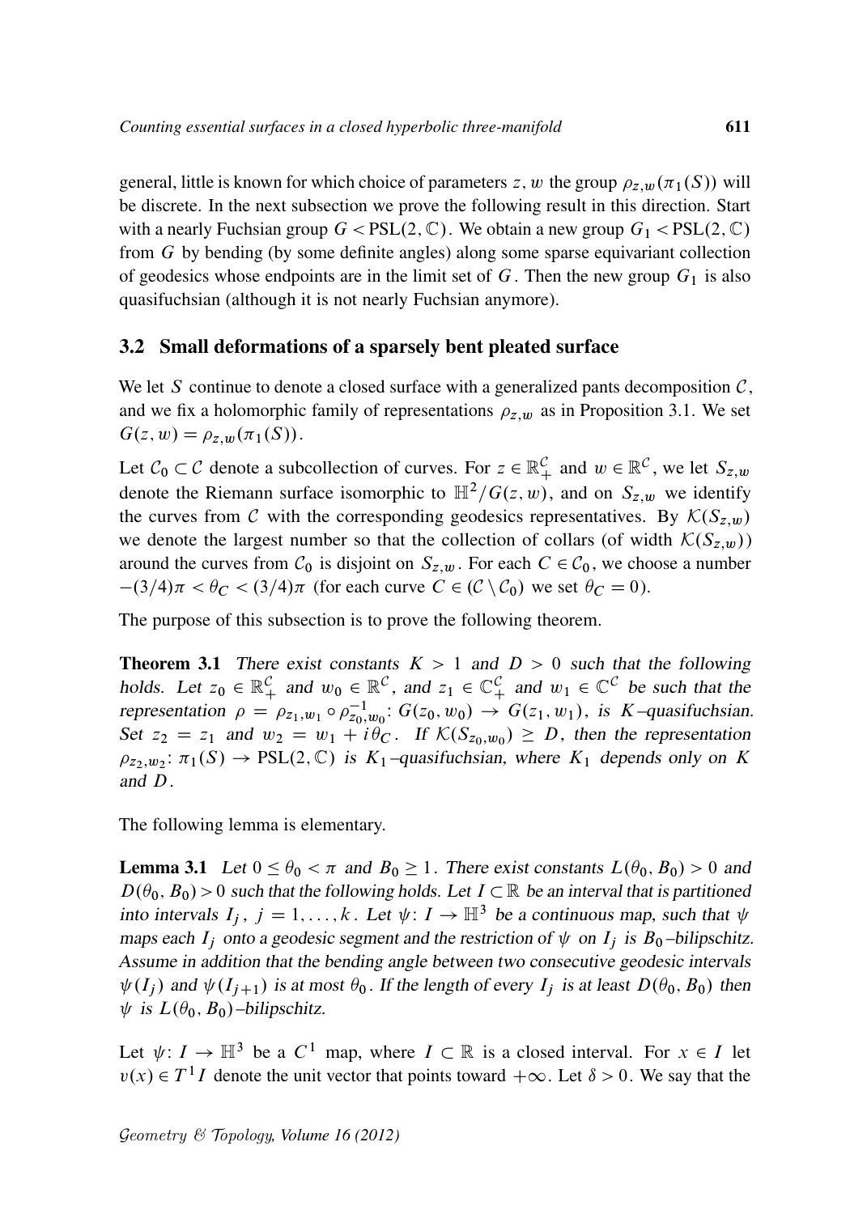general, little is known for which choice of parameters $z, w$ the group $\rho_{z,w}(\pi_1(S))$ will be discrete. In the next subsection we prove the following result in this direction. Start with a nearly Fuchsian group $G < \mathrm{PSL}(2,\mathbb{C})$. We obtain a new group $G_1 < \mathrm{PSL}(2,\mathbb{C})$ from $G$ by bending (by some definite angles) along some sparse equivariant collection of geodesics whose endpoints are in the limit set of $G$. Then the new group $G_1$ is also quasifuchsian (although it is not nearly Fuchsian anymore).

## 3.2 Small deformations of a sparsely bent pleated surface

We let $S$ continue to denote a closed surface with a generalized pants decomposition $\mathcal{C}$, and we fix a holomorphic family of representations $\rho_{z,w}$ as in Proposition 3.1. We set $G(z,w) = \rho_{z,w}(\pi_1(S))$.

Let $\mathcal{C}_0 \subset \mathcal{C}$ denote a subcollection of curves. For $z \in \mathbb{R}_+^{\mathcal{C}}$ and $w \in \mathbb{R}^{\mathcal{C}}$, we let $S_{z,w}$ denote the Riemann surface isomorphic to $\mathbb{H}^2/G(z,w)$, and on $S_{z,w}$ we identify the curves from $\mathcal{C}$ with the corresponding geodesics representatives. By $\mathcal{K}(S_{z,w})$ we denote the largest number so that the collection of collars (of width $\mathcal{K}(S_{z,w})$) around the curves from $\mathcal{C}_0$ is disjoint on $S_{z,w}$. For each $C \in \mathcal{C}_0$, we choose a number $-(3/4)\pi < \theta_C < (3/4)\pi$ (for each curve $C \in (\mathcal{C} \setminus \mathcal{C}_0)$ we set $\theta_C = 0$).

The purpose of this subsection is to prove the following theorem.

**Theorem 3.1** *There exist constants $K > 1$ and $D > 0$ such that the following holds. Let $z_0 \in \mathbb{R}_+^{\mathcal{C}}$ and $w_0 \in \mathbb{R}^{\mathcal{C}}$, and $z_1 \in \mathbb{C}_+^{\mathcal{C}}$ and $w_1 \in \mathbb{C}^{\mathcal{C}}$ be such that the representation $\rho = \rho_{z_1,w_1} \circ \rho_{z_0,w_0}^{-1}\colon G(z_0,w_0) \to G(z_1,w_1)$, is $K$–quasifuchsian. Set $z_2 = z_1$ and $w_2 = w_1 + i\theta_C$. If $\mathcal{K}(S_{z_0,w_0}) \geq D$, then the representation $\rho_{z_2,w_2}\colon \pi_1(S) \to \mathrm{PSL}(2,\mathbb{C})$ is $K_1$–quasifuchsian, where $K_1$ depends only on $K$ and $D$.*

The following lemma is elementary.

**Lemma 3.1** *Let $0 \leq \theta_0 < \pi$ and $B_0 \geq 1$. There exist constants $L(\theta_0, B_0) > 0$ and $D(\theta_0, B_0) > 0$ such that the following holds. Let $I \subset \mathbb{R}$ be an interval that is partitioned into intervals $I_j$, $j = 1, \dots, k$. Let $\psi\colon I \to \mathbb{H}^3$ be a continuous map, such that $\psi$ maps each $I_j$ onto a geodesic segment and the restriction of $\psi$ on $I_j$ is $B_0$–bilipschitz. Assume in addition that the bending angle between two consecutive geodesic intervals $\psi(I_j)$ and $\psi(I_{j+1})$ is at most $\theta_0$. If the length of every $I_j$ is at least $D(\theta_0, B_0)$ then $\psi$ is $L(\theta_0, B_0)$–bilipschitz.*

Let $\psi\colon I \to \mathbb{H}^3$ be a $C^1$ map, where $I \subset \mathbb{R}$ is a closed interval. For $x \in I$ let $v(x) \in T^1 I$ denote the unit vector that points toward $+\infty$. Let $\delta > 0$. We say that the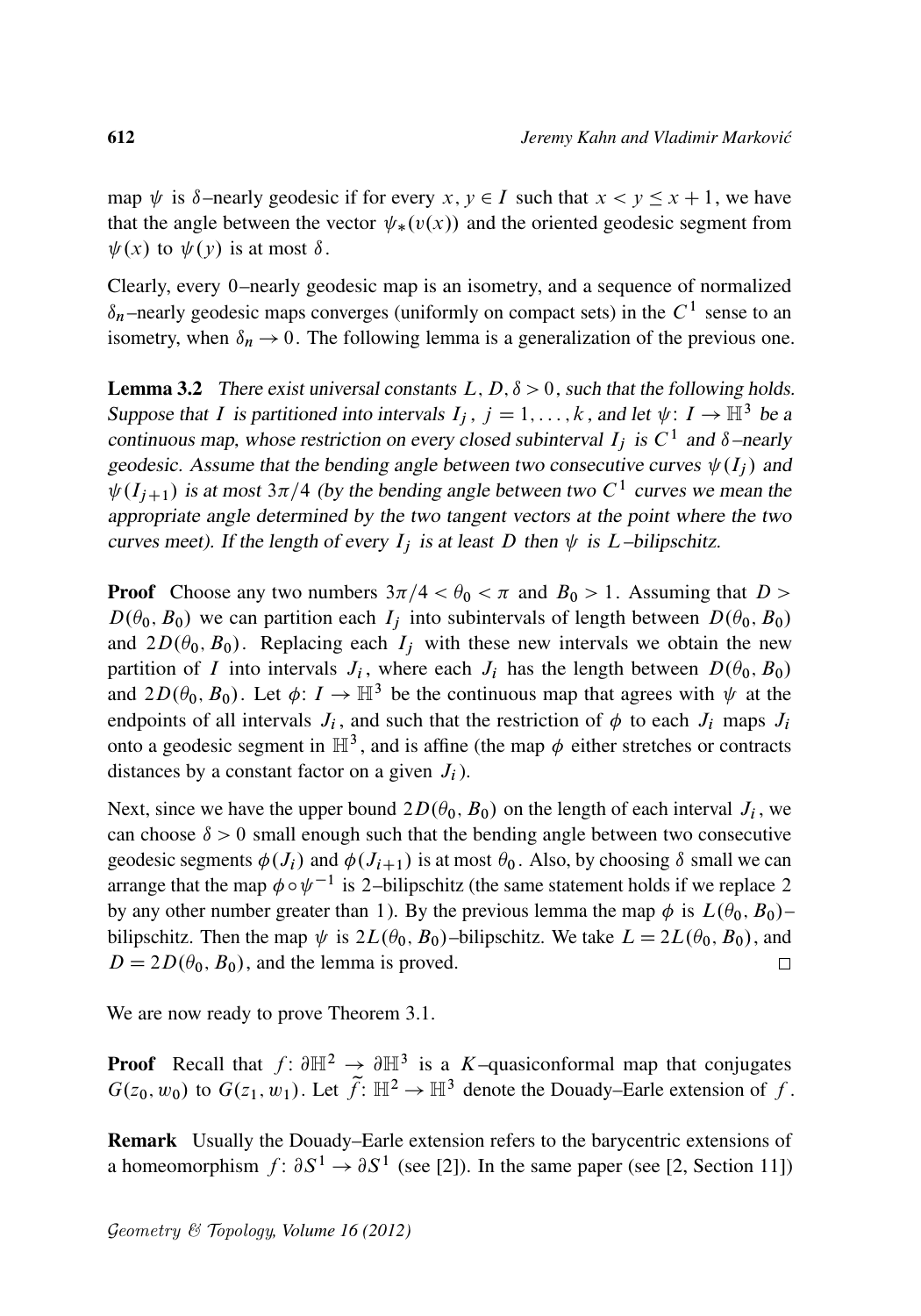map $\psi$ is $\delta$–nearly geodesic if for every $x, y \in I$ such that $x < y \leq x+1$, we have that the angle between the vector $\psi_*(v(x))$ and the oriented geodesic segment from $\psi(x)$ to $\psi(y)$ is at most $\delta$.

Clearly, every 0–nearly geodesic map is an isometry, and a sequence of normalized $\delta_n$–nearly geodesic maps converges (uniformly on compact sets) in the $C^1$ sense to an isometry, when $\delta_n \to 0$. The following lemma is a generalization of the previous one.

**Lemma 3.2** *There exist universal constants $L, D, \delta > 0$, such that the following holds. Suppose that $I$ is partitioned into intervals $I_j$, $j = 1, \ldots, k$, and let $\psi\colon I \to \mathbb{H}^3$ be a continuous map, whose restriction on every closed subinterval $I_j$ is $C^1$ and $\delta$–nearly geodesic. Assume that the bending angle between two consecutive curves $\psi(I_j)$ and $\psi(I_{j+1})$ is at most $3\pi/4$ (by the bending angle between two $C^1$ curves we mean the appropriate angle determined by the two tangent vectors at the point where the two curves meet). If the length of every $I_j$ is at least $D$ then $\psi$ is $L$–bilipschitz.*

**Proof** Choose any two numbers $3\pi/4 < \theta_0 < \pi$ and $B_0 > 1$. Assuming that $D > D(\theta_0, B_0)$ we can partition each $I_j$ into subintervals of length between $D(\theta_0, B_0)$ and $2D(\theta_0, B_0)$. Replacing each $I_j$ with these new intervals we obtain the new partition of $I$ into intervals $J_i$, where each $J_i$ has the length between $D(\theta_0, B_0)$ and $2D(\theta_0, B_0)$. Let $\phi\colon I \to \mathbb{H}^3$ be the continuous map that agrees with $\psi$ at the endpoints of all intervals $J_i$, and such that the restriction of $\phi$ to each $J_i$ maps $J_i$ onto a geodesic segment in $\mathbb{H}^3$, and is affine (the map $\phi$ either stretches or contracts distances by a constant factor on a given $J_i$).

Next, since we have the upper bound $2D(\theta_0, B_0)$ on the length of each interval $J_i$, we can choose $\delta > 0$ small enough such that the bending angle between two consecutive geodesic segments $\phi(J_i)$ and $\phi(J_{i+1})$ is at most $\theta_0$. Also, by choosing $\delta$ small we can arrange that the map $\phi \circ \psi^{-1}$ is 2–bilipschitz (the same statement holds if we replace 2 by any other number greater than 1). By the previous lemma the map $\phi$ is $L(\theta_0, B_0)$–bilipschitz. Then the map $\psi$ is $2L(\theta_0, B_0)$–bilipschitz. We take $L = 2L(\theta_0, B_0)$, and $D = 2D(\theta_0, B_0)$, and the lemma is proved. $\square$

We are now ready to prove Theorem 3.1.

**Proof** Recall that $f\colon \partial\mathbb{H}^2 \to \partial\mathbb{H}^3$ is a $K$–quasiconformal map that conjugates $G(z_0, w_0)$ to $G(z_1, w_1)$. Let $\widetilde{f}\colon \mathbb{H}^2 \to \mathbb{H}^3$ denote the Douady–Earle extension of $f$.

**Remark** Usually the Douady–Earle extension refers to the barycentric extensions of a homeomorphism $f\colon \partial S^1 \to \partial S^1$ (see [2]). In the same paper (see [2, Section 11])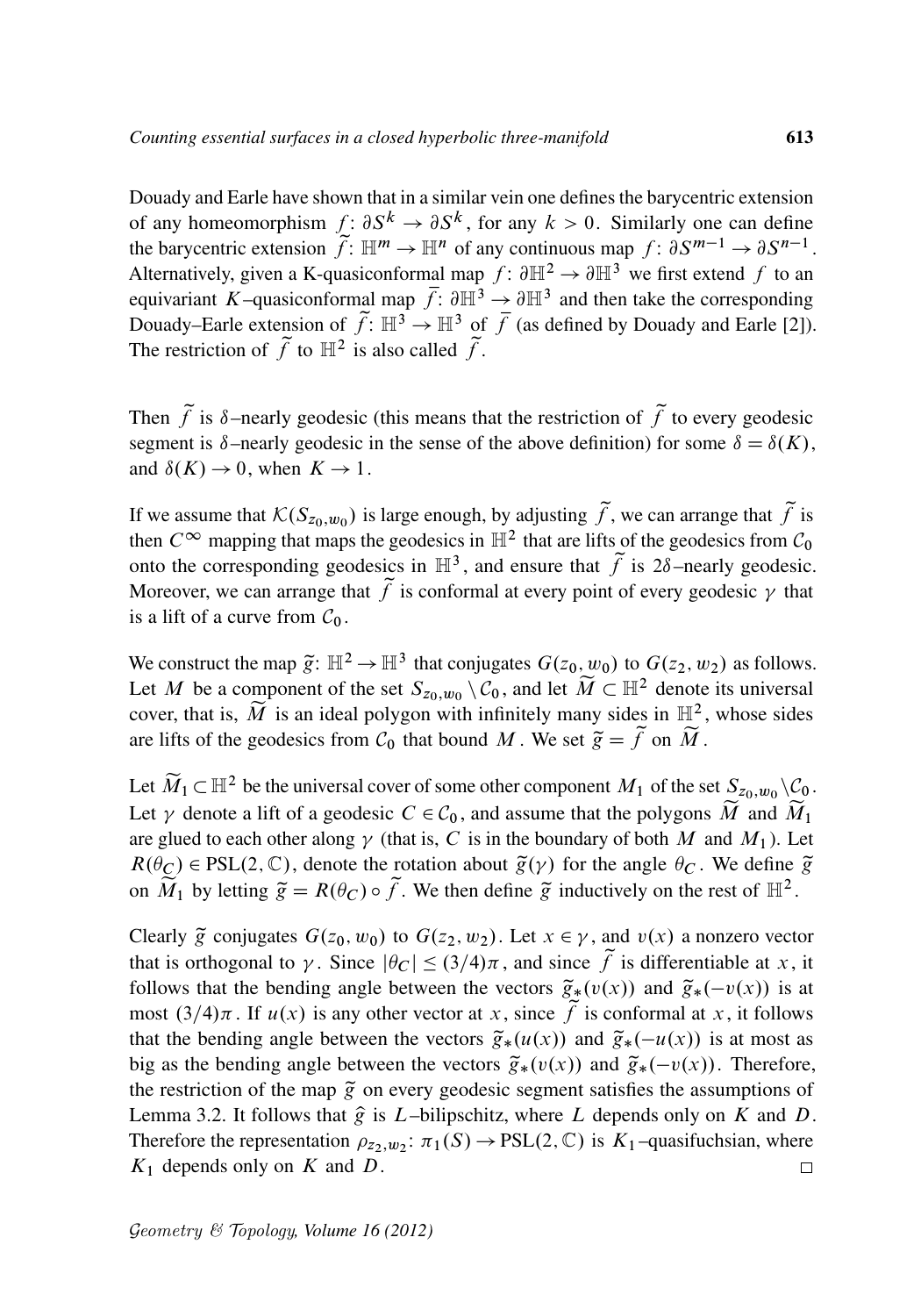Douady and Earle have shown that in a similar vein one defines the barycentric extension of any homeomorphism $f\colon \partial S^k \to \partial S^k$, for any $k > 0$. Similarly one can define the barycentric extension $\widetilde{f}\colon \mathbb{H}^m \to \mathbb{H}^n$ of any continuous map $f\colon \partial S^{m-1} \to \partial S^{n-1}$. Alternatively, given a K-quasiconformal map $f\colon \partial\mathbb{H}^2 \to \partial\mathbb{H}^3$ we first extend $f$ to an equivariant $K$–quasiconformal map $\overline{f}\colon \partial\mathbb{H}^3 \to \partial\mathbb{H}^3$ and then take the corresponding Douady–Earle extension of $\widetilde{f}\colon \mathbb{H}^3 \to \mathbb{H}^3$ of $\overline{f}$ (as defined by Douady and Earle [2]). The restriction of $\widetilde{f}$ to $\mathbb{H}^2$ is also called $\widetilde{f}$.

Then $\widetilde{f}$ is $\delta$–nearly geodesic (this means that the restriction of $\widetilde{f}$ to every geodesic segment is $\delta$–nearly geodesic in the sense of the above definition) for some $\delta = \delta(K)$, and $\delta(K) \to 0$, when $K \to 1$.

If we assume that $\mathcal{K}(S_{z_0,w_0})$ is large enough, by adjusting $\widetilde{f}$, we can arrange that $\widetilde{f}$ is then $C^\infty$ mapping that maps the geodesics in $\mathbb{H}^2$ that are lifts of the geodesics from $\mathcal{C}_0$ onto the corresponding geodesics in $\mathbb{H}^3$, and ensure that $\widetilde{f}$ is $2\delta$–nearly geodesic. Moreover, we can arrange that $\widetilde{f}$ is conformal at every point of every geodesic $\gamma$ that is a lift of a curve from $\mathcal{C}_0$.

We construct the map $\widetilde{g}\colon \mathbb{H}^2 \to \mathbb{H}^3$ that conjugates $G(z_0, w_0)$ to $G(z_2, w_2)$ as follows. Let $M$ be a component of the set $S_{z_0,w_0} \setminus \mathcal{C}_0$, and let $\widetilde{M} \subset \mathbb{H}^2$ denote its universal cover, that is, $\widetilde{M}$ is an ideal polygon with infinitely many sides in $\mathbb{H}^2$, whose sides are lifts of the geodesics from $\mathcal{C}_0$ that bound $M$. We set $\widetilde{g} = \widetilde{f}$ on $\widetilde{M}$.

Let $\widetilde{M}_1 \subset \mathbb{H}^2$ be the universal cover of some other component $M_1$ of the set $S_{z_0,w_0} \setminus \mathcal{C}_0$. Let $\gamma$ denote a lift of a geodesic $C \in \mathcal{C}_0$, and assume that the polygons $\widetilde{M}$ and $\widetilde{M}_1$ are glued to each other along $\gamma$ (that is, $C$ is in the boundary of both $M$ and $M_1$). Let $R(\theta_C) \in \mathrm{PSL}(2,\mathbb{C})$, denote the rotation about $\widetilde{g}(\gamma)$ for the angle $\theta_C$. We define $\widetilde{g}$ on $\widetilde{M}_1$ by letting $\widetilde{g} = R(\theta_C) \circ \widetilde{f}$. We then define $\widetilde{g}$ inductively on the rest of $\mathbb{H}^2$.

Clearly $\widetilde{g}$ conjugates $G(z_0, w_0)$ to $G(z_2, w_2)$. Let $x \in \gamma$, and $v(x)$ a nonzero vector that is orthogonal to $\gamma$. Since $|\theta_C| \le (3/4)\pi$, and since $\widetilde{f}$ is differentiable at $x$, it follows that the bending angle between the vectors $\widetilde{g}_*(v(x))$ and $\widetilde{g}_*(-v(x))$ is at most $(3/4)\pi$. If $u(x)$ is any other vector at $x$, since $\widetilde{f}$ is conformal at $x$, it follows that the bending angle between the vectors $\widetilde{g}_*(u(x))$ and $\widetilde{g}_*(-u(x))$ is at most as big as the bending angle between the vectors $\widetilde{g}_*(v(x))$ and $\widetilde{g}_*(-v(x))$. Therefore, the restriction of the map $\widetilde{g}$ on every geodesic segment satisfies the assumptions of Lemma 3.2. It follows that $\widehat{g}$ is $L$–bilipschitz, where $L$ depends only on $K$ and $D$. Therefore the representation $\rho_{z_2,w_2}\colon \pi_1(S) \to \mathrm{PSL}(2,\mathbb{C})$ is $K_1$–quasifuchsian, where $K_1$ depends only on $K$ and $D$. $\square$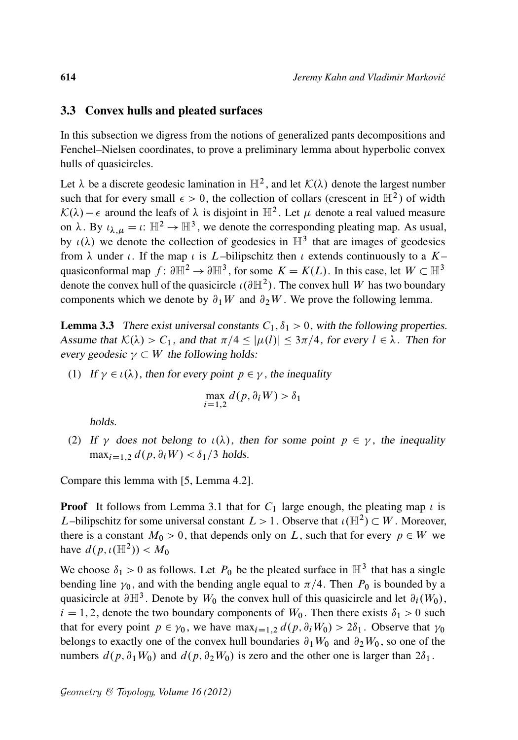### 3.3 Convex hulls and pleated surfaces

In this subsection we digress from the notions of generalized pants decompositions and Fenchel–Nielsen coordinates, to prove a preliminary lemma about hyperbolic convex hulls of quasicircles.

Let $\lambda$ be a discrete geodesic lamination in $\mathbb{H}^2$, and let $\mathcal{K}(\lambda)$ denote the largest number such that for every small $\epsilon > 0$, the collection of collars (crescent in $\mathbb{H}^2$) of width $\mathcal{K}(\lambda) - \epsilon$ around the leafs of $\lambda$ is disjoint in $\mathbb{H}^2$. Let $\mu$ denote a real valued measure on $\lambda$. By $\iota_{\lambda,\mu} = \iota \colon \mathbb{H}^2 \to \mathbb{H}^3$, we denote the corresponding pleating map. As usual, by $\iota(\lambda)$ we denote the collection of geodesics in $\mathbb{H}^3$ that are images of geodesics from $\lambda$ under $\iota$. If the map $\iota$ is $L$–bilipschitz then $\iota$ extends continuously to a $K$–quasiconformal map $f \colon \partial\mathbb{H}^2 \to \partial\mathbb{H}^3$, for some $K = K(L)$. In this case, let $W \subset \mathbb{H}^3$ denote the convex hull of the quasicircle $\iota(\partial\mathbb{H}^2)$. The convex hull $W$ has two boundary components which we denote by $\partial_1 W$ and $\partial_2 W$. We prove the following lemma.

**Lemma 3.3** *There exist universal constants $C_1, \delta_1 > 0$, with the following properties. Assume that $\mathcal{K}(\lambda) > C_1$, and that $\pi/4 \leq |\mu(l)| \leq 3\pi/4$, for every $l \in \lambda$. Then for every geodesic $\gamma \subset W$ the following holds:*

1. *If $\gamma \in \iota(\lambda)$, then for every point $p \in \gamma$, the inequality*
$$\max_{i=1,2} d(p, \partial_i W) > \delta_1$$
*holds.*
2. *If $\gamma$ does not belong to $\iota(\lambda)$, then for some point $p \in \gamma$, the inequality $\max_{i=1,2} d(p, \partial_i W) < \delta_1/3$ holds.*

Compare this lemma with [5, Lemma 4.2].

**Proof** It follows from Lemma 3.1 that for $C_1$ large enough, the pleating map $\iota$ is $L$–bilipschitz for some universal constant $L > 1$. Observe that $\iota(\mathbb{H}^2) \subset W$. Moreover, there is a constant $M_0 > 0$, that depends only on $L$, such that for every $p \in W$ we have $d(p, \iota(\mathbb{H}^2)) < M_0$

We choose $\delta_1 > 0$ as follows. Let $P_0$ be the pleated surface in $\mathbb{H}^3$ that has a single bending line $\gamma_0$, and with the bending angle equal to $\pi/4$. Then $P_0$ is bounded by a quasicircle at $\partial\mathbb{H}^3$. Denote by $W_0$ the convex hull of this quasicircle and let $\partial_i(W_0)$, $i = 1, 2$, denote the two boundary components of $W_0$. Then there exists $\delta_1 > 0$ such that for every point $p \in \gamma_0$, we have $\max_{i=1,2} d(p, \partial_i W_0) > 2\delta_1$. Observe that $\gamma_0$ belongs to exactly one of the convex hull boundaries $\partial_1 W_0$ and $\partial_2 W_0$, so one of the numbers $d(p, \partial_1 W_0)$ and $d(p, \partial_2 W_0)$ is zero and the other one is larger than $2\delta_1$.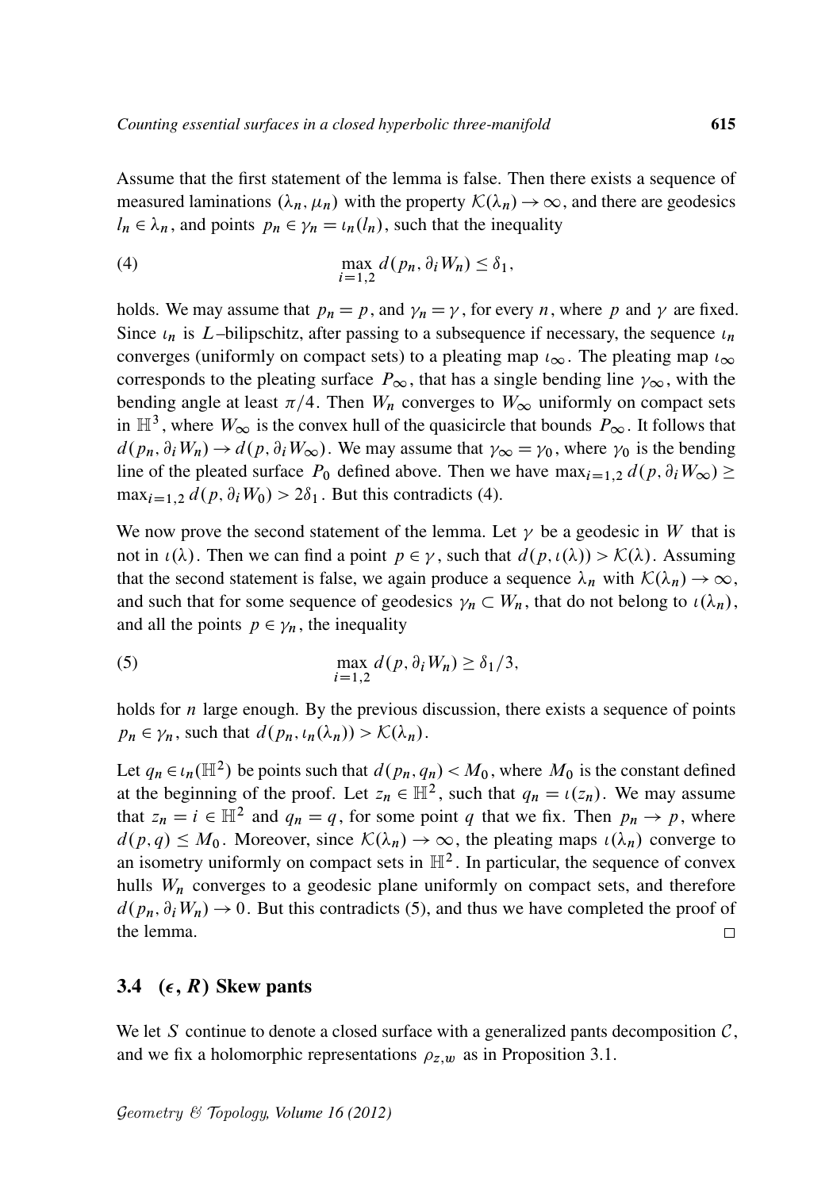Assume that the first statement of the lemma is false. Then there exists a sequence of measured laminations $(\lambda_n, \mu_n)$ with the property $\mathcal{K}(\lambda_n) \to \infty$, and there are geodesics $l_n \in \lambda_n$, and points $p_n \in \gamma_n = \iota_n(l_n)$, such that the inequality

$$\max_{i=1,2} d(p_n, \partial_i W_n) \leq \delta_1, \tag{4}$$

holds. We may assume that $p_n = p$, and $\gamma_n = \gamma$, for every $n$, where $p$ and $\gamma$ are fixed. Since $\iota_n$ is $L$–bilipschitz, after passing to a subsequence if necessary, the sequence $\iota_n$ converges (uniformly on compact sets) to a pleating map $\iota_\infty$. The pleating map $\iota_\infty$ corresponds to the pleating surface $P_\infty$, that has a single bending line $\gamma_\infty$, with the bending angle at least $\pi/4$. Then $W_n$ converges to $W_\infty$ uniformly on compact sets in $\mathbb{H}^3$, where $W_\infty$ is the convex hull of the quasicircle that bounds $P_\infty$. It follows that $d(p_n, \partial_i W_n) \to d(p, \partial_i W_\infty)$. We may assume that $\gamma_\infty = \gamma_0$, where $\gamma_0$ is the bending line of the pleated surface $P_0$ defined above. Then we have $\max_{i=1,2} d(p, \partial_i W_\infty) \geq \max_{i=1,2} d(p, \partial_i W_0) > 2\delta_1$. But this contradicts (4).

We now prove the second statement of the lemma. Let $\gamma$ be a geodesic in $W$ that is not in $\iota(\lambda)$. Then we can find a point $p \in \gamma$, such that $d(p, \iota(\lambda)) > \mathcal{K}(\lambda)$. Assuming that the second statement is false, we again produce a sequence $\lambda_n$ with $\mathcal{K}(\lambda_n) \to \infty$, and such that for some sequence of geodesics $\gamma_n \subset W_n$, that do not belong to $\iota(\lambda_n)$, and all the points $p \in \gamma_n$, the inequality

$$\max_{i=1,2} d(p, \partial_i W_n) \geq \delta_1/3, \tag{5}$$

holds for $n$ large enough. By the previous discussion, there exists a sequence of points $p_n \in \gamma_n$, such that $d(p_n, \iota_n(\lambda_n)) > \mathcal{K}(\lambda_n)$.

Let $q_n \in \iota_n(\mathbb{H}^2)$ be points such that $d(p_n, q_n) < M_0$, where $M_0$ is the constant defined at the beginning of the proof. Let $z_n \in \mathbb{H}^2$, such that $q_n = \iota(z_n)$. We may assume that $z_n = i \in \mathbb{H}^2$ and $q_n = q$, for some point $q$ that we fix. Then $p_n \to p$, where $d(p, q) \leq M_0$. Moreover, since $\mathcal{K}(\lambda_n) \to \infty$, the pleating maps $\iota(\lambda_n)$ converge to an isometry uniformly on compact sets in $\mathbb{H}^2$. In particular, the sequence of convex hulls $W_n$ converges to a geodesic plane uniformly on compact sets, and therefore $d(p_n, \partial_i W_n) \to 0$. But this contradicts (5), and thus we have completed the proof of the lemma. □

### 3.4 $(\epsilon, R)$ Skew pants

We let $S$ continue to denote a closed surface with a generalized pants decomposition $\mathcal{C}$, and we fix a holomorphic representations $\rho_{z,w}$ as in Proposition 3.1.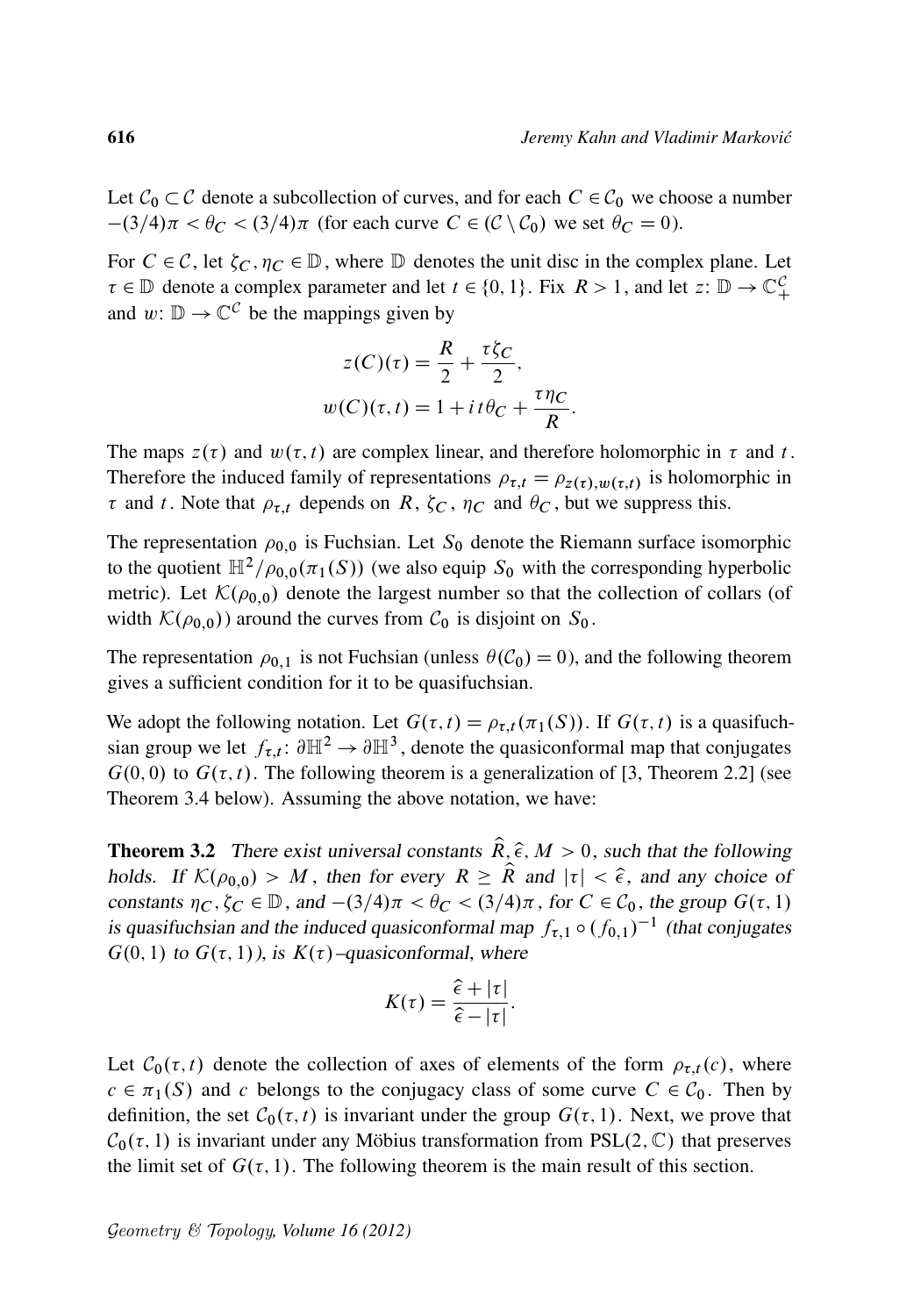Let $\mathcal{C}_0 \subset \mathcal{C}$ denote a subcollection of curves, and for each $C \in \mathcal{C}_0$ we choose a number $-(3/4)\pi < \theta_C < (3/4)\pi$ (for each curve $C \in (\mathcal{C} \setminus \mathcal{C}_0)$ we set $\theta_C = 0$).

For $C \in \mathcal{C}$, let $\zeta_C, \eta_C \in \mathbb{D}$, where $\mathbb{D}$ denotes the unit disc in the complex plane. Let $\tau \in \mathbb{D}$ denote a complex parameter and let $t \in \{0, 1\}$. Fix $R > 1$, and let $z\colon \mathbb{D} \to \mathbb{C}_+^{\mathcal{C}}$ and $w\colon \mathbb{D} \to \mathbb{C}^{\mathcal{C}}$ be the mappings given by

$$z(C)(\tau) = \frac{R}{2} + \frac{\tau \zeta_C}{2},$$
$$w(C)(\tau, t) = 1 + it\theta_C + \frac{\tau \eta_C}{R}.$$

The maps $z(\tau)$ and $w(\tau, t)$ are complex linear, and therefore holomorphic in $\tau$ and $t$. Therefore the induced family of representations $\rho_{\tau,t} = \rho_{z(\tau), w(\tau,t)}$ is holomorphic in $\tau$ and $t$. Note that $\rho_{\tau,t}$ depends on $R$, $\zeta_C$, $\eta_C$ and $\theta_C$, but we suppress this.

The representation $\rho_{0,0}$ is Fuchsian. Let $S_0$ denote the Riemann surface isomorphic to the quotient $\mathbb{H}^2/\rho_{0,0}(\pi_1(S))$ (we also equip $S_0$ with the corresponding hyperbolic metric). Let $\mathcal{K}(\rho_{0,0})$ denote the largest number so that the collection of collars (of width $\mathcal{K}(\rho_{0,0})$) around the curves from $\mathcal{C}_0$ is disjoint on $S_0$.

The representation $\rho_{0,1}$ is not Fuchsian (unless $\theta(\mathcal{C}_0) = 0$), and the following theorem gives a sufficient condition for it to be quasifuchsian.

We adopt the following notation. Let $G(\tau, t) = \rho_{\tau,t}(\pi_1(S))$. If $G(\tau, t)$ is a quasifuchsian group we let $f_{\tau,t}\colon \partial\mathbb{H}^2 \to \partial\mathbb{H}^3$, denote the quasiconformal map that conjugates $G(0, 0)$ to $G(\tau, t)$. The following theorem is a generalization of [3, Theorem 2.2] (see Theorem 3.4 below). Assuming the above notation, we have:

**Theorem 3.2** *There exist universal constants $\widehat{R}, \widehat{\epsilon}, M > 0$, such that the following holds. If $\mathcal{K}(\rho_{0,0}) > M$, then for every $R \geq \widehat{R}$ and $|\tau| < \widehat{\epsilon}$, and any choice of constants $\eta_C, \zeta_C \in \mathbb{D}$, and $-(3/4)\pi < \theta_C < (3/4)\pi$, for $C \in \mathcal{C}_0$, the group $G(\tau, 1)$ is quasifuchsian and the induced quasiconformal map $f_{\tau,1} \circ (f_{0,1})^{-1}$ (that conjugates $G(0, 1)$ to $G(\tau, 1)$), is $K(\tau)$–quasiconformal, where*

$$K(\tau) = \frac{\widehat{\epsilon} + |\tau|}{\widehat{\epsilon} - |\tau|}.$$

Let $\mathcal{C}_0(\tau, t)$ denote the collection of axes of elements of the form $\rho_{\tau,t}(c)$, where $c \in \pi_1(S)$ and $c$ belongs to the conjugacy class of some curve $C \in \mathcal{C}_0$. Then by definition, the set $\mathcal{C}_0(\tau, t)$ is invariant under the group $G(\tau, 1)$. Next, we prove that $\mathcal{C}_0(\tau, 1)$ is invariant under any Möbius transformation from $\mathrm{PSL}(2, \mathbb{C})$ that preserves the limit set of $G(\tau, 1)$. The following theorem is the main result of this section.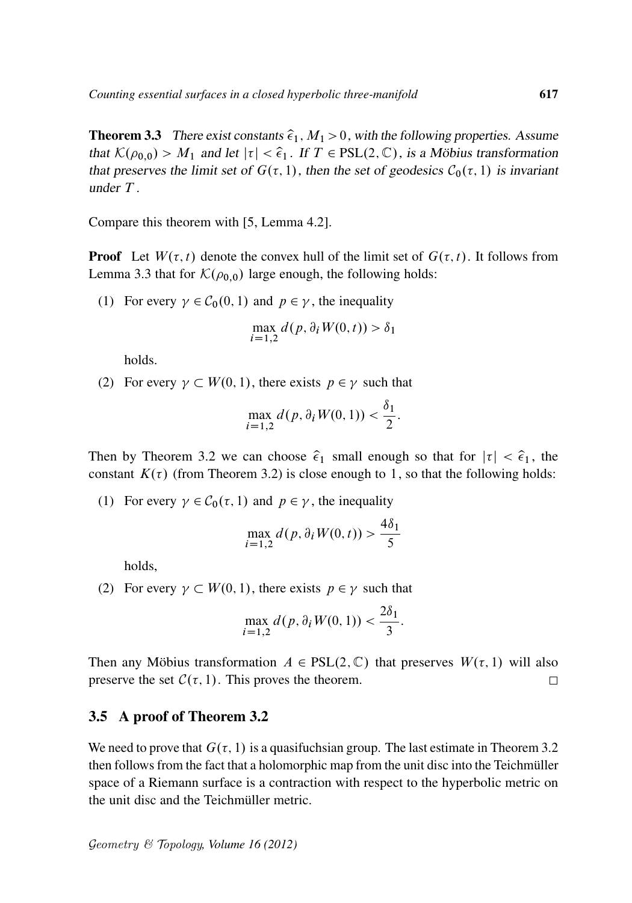**Theorem 3.3** *There exist constants $\widehat{\epsilon}_1, M_1 > 0$, with the following properties. Assume that $\mathcal{K}(\rho_{0,0}) > M_1$ and let $|\tau| < \widehat{\epsilon}_1$. If $T \in \mathrm{PSL}(2,\mathbb{C})$, is a Möbius transformation that preserves the limit set of $G(\tau,1)$, then the set of geodesics $\mathcal{C}_0(\tau,1)$ is invariant under $T$.*

Compare this theorem with [5, Lemma 4.2].

**Proof** Let $W(\tau,t)$ denote the convex hull of the limit set of $G(\tau,t)$. It follows from Lemma 3.3 that for $\mathcal{K}(\rho_{0,0})$ large enough, the following holds:

(1) For every $\gamma \in \mathcal{C}_0(0,1)$ and $p \in \gamma$, the inequality

$$\max_{i=1,2} d(p, \partial_i W(0,t)) > \delta_1$$

holds.

(2) For every $\gamma \subset W(0,1)$, there exists $p \in \gamma$ such that

$$\max_{i=1,2} d(p, \partial_i W(0,1)) < \frac{\delta_1}{2}.$$

Then by Theorem 3.2 we can choose $\widehat{\epsilon}_1$ small enough so that for $|\tau| < \widehat{\epsilon}_1$, the constant $K(\tau)$ (from Theorem 3.2) is close enough to $1$, so that the following holds:

(1) For every $\gamma \in \mathcal{C}_0(\tau,1)$ and $p \in \gamma$, the inequality

$$\max_{i=1,2} d(p, \partial_i W(0,t)) > \frac{4\delta_1}{5}$$

holds,

(2) For every $\gamma \subset W(0,1)$, there exists $p \in \gamma$ such that

$$\max_{i=1,2} d(p, \partial_i W(0,1)) < \frac{2\delta_1}{3}.$$

Then any Möbius transformation $A \in \mathrm{PSL}(2,\mathbb{C})$ that preserves $W(\tau,1)$ will also preserve the set $\mathcal{C}(\tau,1)$. This proves the theorem. □

## 3.5 A proof of Theorem 3.2

We need to prove that $G(\tau,1)$ is a quasifuchsian group. The last estimate in Theorem 3.2 then follows from the fact that a holomorphic map from the unit disc into the Teichmüller space of a Riemann surface is a contraction with respect to the hyperbolic metric on the unit disc and the Teichmüller metric.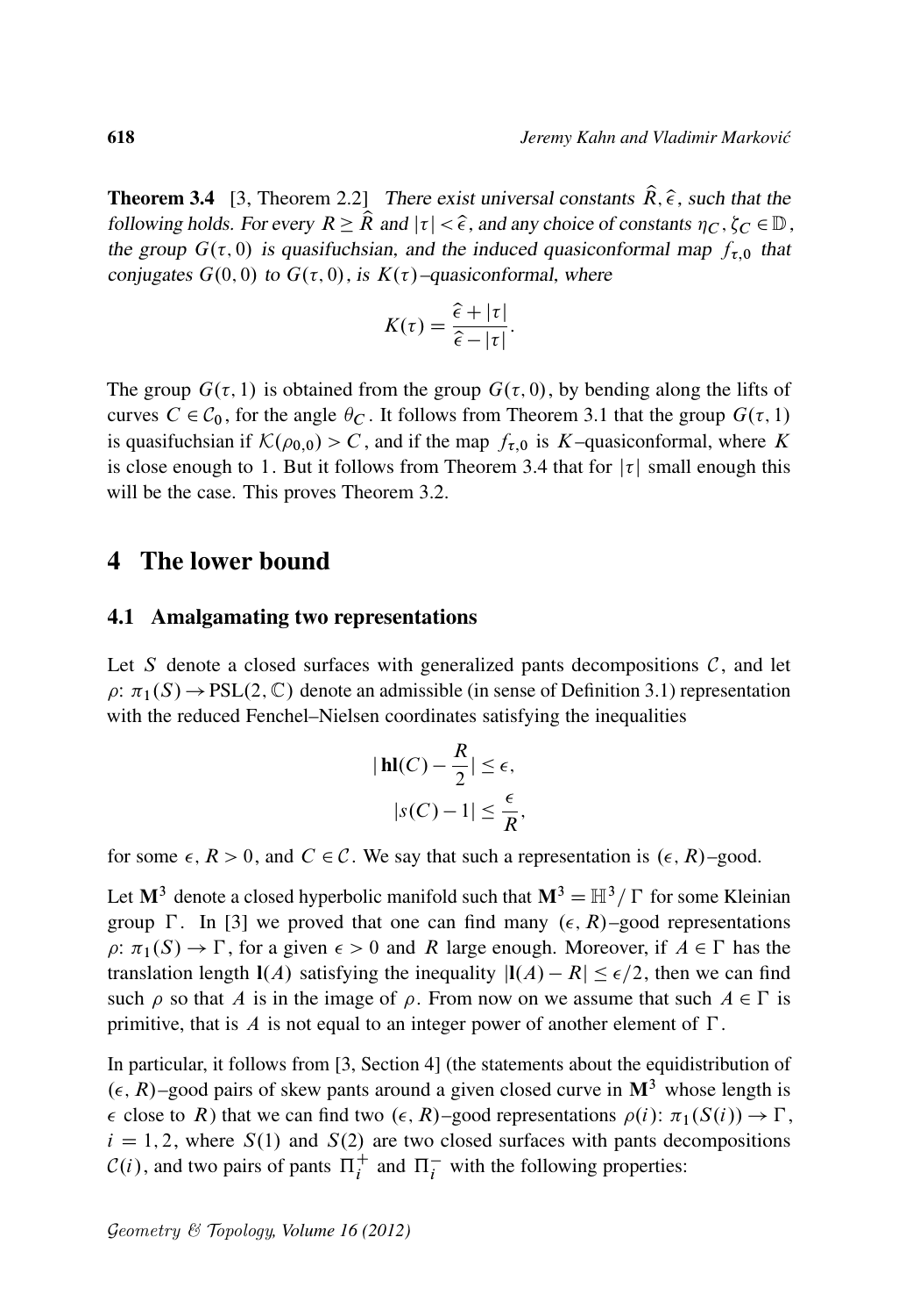**Theorem 3.4** [3, Theorem 2.2] *There exist universal constants $\widehat{R}, \widehat{\epsilon}$, such that the following holds. For every $R \ge \widehat{R}$ and $|\tau| < \widehat{\epsilon}$, and any choice of constants $\eta_C, \zeta_C \in \mathbb{D}$, the group $G(\tau, 0)$ is quasifuchsian, and the induced quasiconformal map $f_{\tau,0}$ that conjugates $G(0,0)$ to $G(\tau,0)$, is $K(\tau)$–quasiconformal, where*

$$K(\tau) = \frac{\widehat{\epsilon} + |\tau|}{\widehat{\epsilon} - |\tau|}.$$

The group $G(\tau, 1)$ is obtained from the group $G(\tau, 0)$, by bending along the lifts of curves $C \in \mathcal{C}_0$, for the angle $\theta_C$. It follows from Theorem 3.1 that the group $G(\tau, 1)$ is quasifuchsian if $\mathcal{K}(\rho_{0,0}) > C$, and if the map $f_{\tau,0}$ is $K$–quasiconformal, where $K$ is close enough to 1. But it follows from Theorem 3.4 that for $|\tau|$ small enough this will be the case. This proves Theorem 3.2.

# 4 The lower bound

## 4.1 Amalgamating two representations

Let $S$ denote a closed surfaces with generalized pants decompositions $\mathcal{C}$, and let $\rho\colon \pi_1(S) \to \mathrm{PSL}(2,\mathbb{C})$ denote an admissible (in sense of Definition 3.1) representation with the reduced Fenchel–Nielsen coordinates satisfying the inequalities

$$|\,\mathbf{hl}(C) - \frac{R}{2}| \le \epsilon,$$
$$|s(C) - 1| \le \frac{\epsilon}{R},$$

for some $\epsilon, R > 0$, and $C \in \mathcal{C}$. We say that such a representation is $(\epsilon, R)$–good.

Let $\mathbf{M}^3$ denote a closed hyperbolic manifold such that $\mathbf{M}^3 = \mathbb{H}^3 / \Gamma$ for some Kleinian group $\Gamma$. In [3] we proved that one can find many $(\epsilon, R)$–good representations $\rho\colon \pi_1(S) \to \Gamma$, for a given $\epsilon > 0$ and $R$ large enough. Moreover, if $A \in \Gamma$ has the translation length $\mathbf{l}(A)$ satisfying the inequality $|\mathbf{l}(A) - R| \le \epsilon/2$, then we can find such $\rho$ so that $A$ is in the image of $\rho$. From now on we assume that such $A \in \Gamma$ is primitive, that is $A$ is not equal to an integer power of another element of $\Gamma$.

In particular, it follows from [3, Section 4] (the statements about the equidistribution of $(\epsilon, R)$–good pairs of skew pants around a given closed curve in $\mathbf{M}^3$ whose length is $\epsilon$ close to $R$) that we can find two $(\epsilon, R)$–good representations $\rho(i)\colon \pi_1(S(i)) \to \Gamma$, $i = 1, 2$, where $S(1)$ and $S(2)$ are two closed surfaces with pants decompositions $\mathcal{C}(i)$, and two pairs of pants $\Pi_i^+$ and $\Pi_i^-$ with the following properties: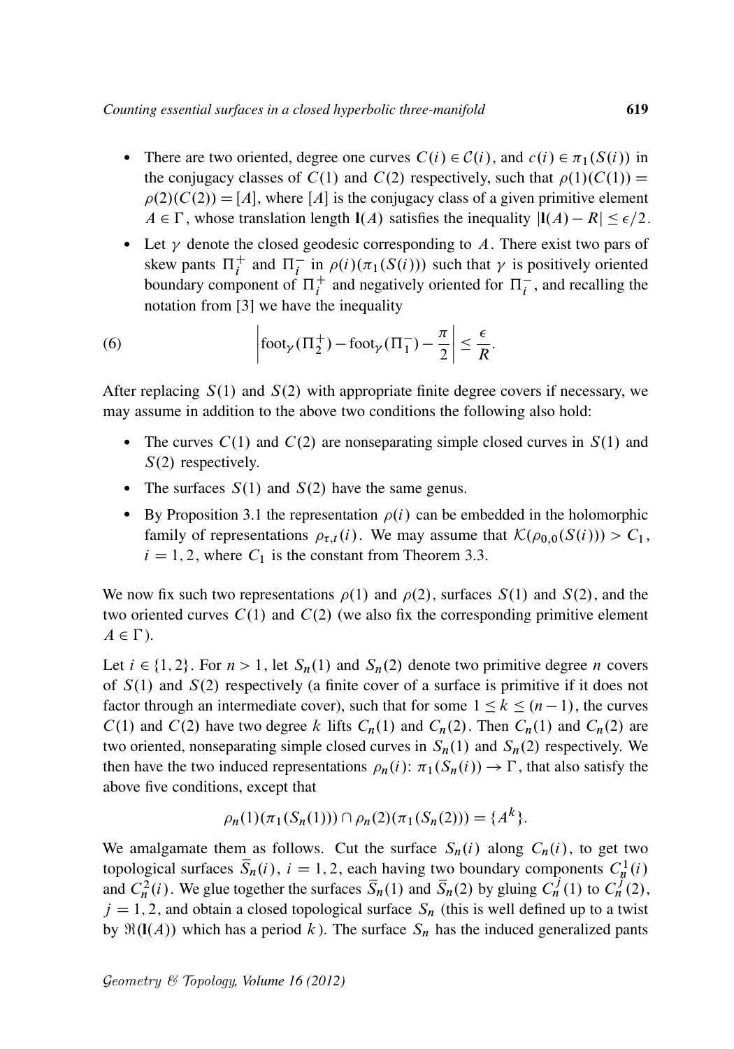- There are two oriented, degree one curves $C(i) \in \mathcal{C}(i)$, and $c(i) \in \pi_1(S(i))$ in the conjugacy classes of $C(1)$ and $C(2)$ respectively, such that $\rho(1)(C(1)) = \rho(2)(C(2)) = [A]$, where $[A]$ is the conjugacy class of a given primitive element $A \in \Gamma$, whose translation length $\mathbf{l}(A)$ satisfies the inequality $|\mathbf{l}(A) - R| \le \epsilon/2$.
- Let $\gamma$ denote the closed geodesic corresponding to $A$. There exist two pars of skew pants $\Pi_i^+$ and $\Pi_i^-$ in $\rho(i)(\pi_1(S(i)))$ such that $\gamma$ is positively oriented boundary component of $\Pi_i^+$ and negatively oriented for $\Pi_i^-$, and recalling the notation from [3] we have the inequality

$$\left| \mathrm{foot}_\gamma(\Pi_2^+) - \mathrm{foot}_\gamma(\Pi_1^-) - \frac{\pi}{2} \right| \le \frac{\epsilon}{R}. \tag{6}$$

After replacing $S(1)$ and $S(2)$ with appropriate finite degree covers if necessary, we may assume in addition to the above two conditions the following also hold:

- The curves $C(1)$ and $C(2)$ are nonseparating simple closed curves in $S(1)$ and $S(2)$ respectively.
- The surfaces $S(1)$ and $S(2)$ have the same genus.
- By Proposition 3.1 the representation $\rho(i)$ can be embedded in the holomorphic family of representations $\rho_{\tau,t}(i)$. We may assume that $\mathcal{K}(\rho_{0,0}(S(i))) > C_1$, $i = 1, 2$, where $C_1$ is the constant from Theorem 3.3.

We now fix such two representations $\rho(1)$ and $\rho(2)$, surfaces $S(1)$ and $S(2)$, and the two oriented curves $C(1)$ and $C(2)$ (we also fix the corresponding primitive element $A \in \Gamma$).

Let $i \in \{1, 2\}$. For $n > 1$, let $S_n(1)$ and $S_n(2)$ denote two primitive degree $n$ covers of $S(1)$ and $S(2)$ respectively (a finite cover of a surface is primitive if it does not factor through an intermediate cover), such that for some $1 \le k \le (n-1)$, the curves $C(1)$ and $C(2)$ have two degree $k$ lifts $C_n(1)$ and $C_n(2)$. Then $C_n(1)$ and $C_n(2)$ are two oriented, nonseparating simple closed curves in $S_n(1)$ and $S_n(2)$ respectively. We then have the two induced representations $\rho_n(i)\colon \pi_1(S_n(i)) \to \Gamma$, that also satisfy the above five conditions, except that

$$\rho_n(1)(\pi_1(S_n(1))) \cap \rho_n(2)(\pi_1(S_n(2))) = \{A^k\}.$$

We amalgamate them as follows. Cut the surface $S_n(i)$ along $C_n(i)$, to get two topological surfaces $\overline{S}_n(i)$, $i = 1, 2$, each having two boundary components $C_n^1(i)$ and $C_n^2(i)$. We glue together the surfaces $\overline{S}_n(1)$ and $\overline{S}_n(2)$ by gluing $C_n^j(1)$ to $C_n^j(2)$, $j = 1, 2$, and obtain a closed topological surface $S_n$ (this is well defined up to a twist by $\Re(\mathbf{l}(A))$ which has a period $k$). The surface $S_n$ has the induced generalized pants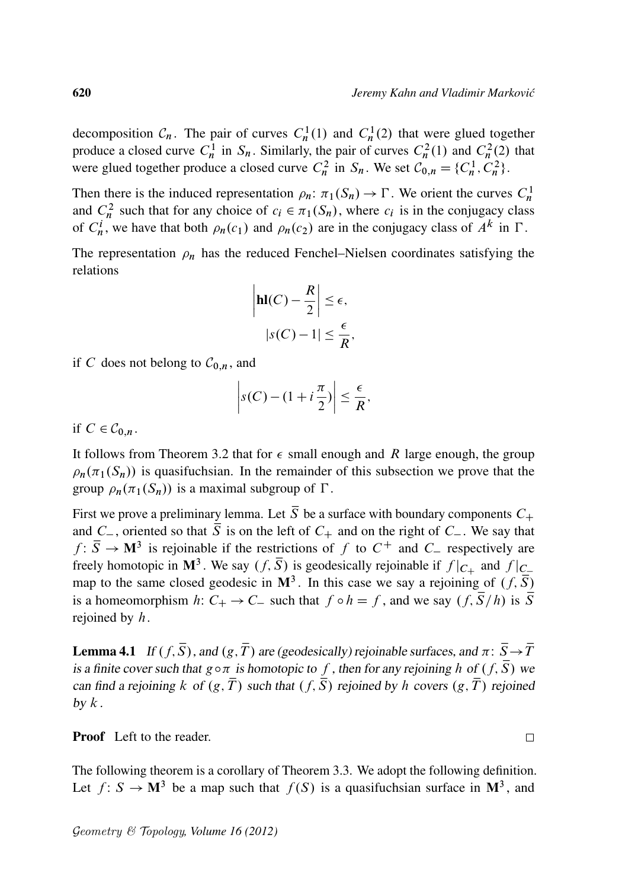decomposition $\mathcal{C}_n$. The pair of curves $C_n^1(1)$ and $C_n^1(2)$ that were glued together produce a closed curve $C_n^1$ in $S_n$. Similarly, the pair of curves $C_n^2(1)$ and $C_n^2(2)$ that were glued together produce a closed curve $C_n^2$ in $S_n$. We set $\mathcal{C}_{0,n} = \{C_n^1, C_n^2\}$.

Then there is the induced representation $\rho_n \colon \pi_1(S_n) \to \Gamma$. We orient the curves $C_n^1$ and $C_n^2$ such that for any choice of $c_i \in \pi_1(S_n)$, where $c_i$ is in the conjugacy class of $C_n^i$, we have that both $\rho_n(c_1)$ and $\rho_n(c_2)$ are in the conjugacy class of $A^k$ in $\Gamma$.

The representation $\rho_n$ has the reduced Fenchel–Nielsen coordinates satisfying the relations

$$\left| \mathbf{hl}(C) - \frac{R}{2} \right| \leq \epsilon,$$
$$|s(C) - 1| \leq \frac{\epsilon}{R},$$

if $C$ does not belong to $\mathcal{C}_{0,n}$, and

$$\left| s(C) - (1 + i\frac{\pi}{2}) \right| \leq \frac{\epsilon}{R},$$

if $C \in \mathcal{C}_{0,n}$.

It follows from Theorem 3.2 that for $\epsilon$ small enough and $R$ large enough, the group $\rho_n(\pi_1(S_n))$ is quasifuchsian. In the remainder of this subsection we prove that the group $\rho_n(\pi_1(S_n))$ is a maximal subgroup of $\Gamma$.

First we prove a preliminary lemma. Let $\overline{S}$ be a surface with boundary components $C_+$ and $C_-$, oriented so that $\overline{S}$ is on the left of $C_+$ and on the right of $C_-$. We say that $f \colon \overline{S} \to \mathbf{M}^3$ is rejoinable if the restrictions of $f$ to $C^+$ and $C_-$ respectively are freely homotopic in $\mathbf{M}^3$. We say $(f, \overline{S})$ is geodesically rejoinable if $f|_{C_+}$ and $f|_{C_-}$ map to the same closed geodesic in $\mathbf{M}^3$. In this case we say a rejoining of $(f, \overline{S})$ is a homeomorphism $h \colon C_+ \to C_-$ such that $f \circ h = f$, and we say $(f, \overline{S}/h)$ is $\overline{S}$ rejoined by $h$.

**Lemma 4.1** *If $(f, \overline{S})$, and $(g, \overline{T})$ are (geodesically) rejoinable surfaces, and $\pi \colon \overline{S} \to \overline{T}$ is a finite cover such that $g \circ \pi$ is homotopic to $f$, then for any rejoining $h$ of $(f, \overline{S})$ we can find a rejoining $k$ of $(g, \overline{T})$ such that $(f, \overline{S})$ rejoined by $h$ covers $(g, \overline{T})$ rejoined by $k$.*

**Proof** Left to the reader. □

The following theorem is a corollary of Theorem 3.3. We adopt the following definition. Let $f \colon S \to \mathbf{M}^3$ be a map such that $f(S)$ is a quasifuchsian surface in $\mathbf{M}^3$, and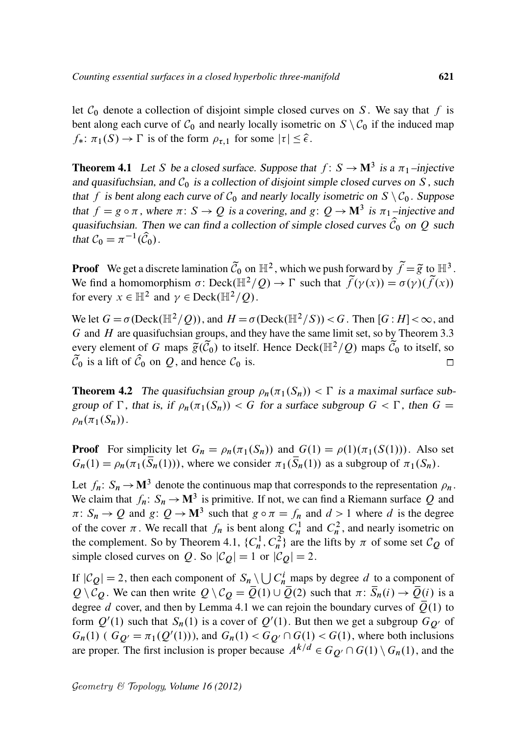let $\mathcal{C}_0$ denote a collection of disjoint simple closed curves on $S$. We say that $f$ is bent along each curve of $\mathcal{C}_0$ and nearly locally isometric on $S \setminus \mathcal{C}_0$ if the induced map $f_*\colon \pi_1(S) \to \Gamma$ is of the form $\rho_{\tau,1}$ for some $|\tau| \le \hat{\epsilon}$.

**Theorem 4.1** *Let $S$ be a closed surface. Suppose that $f\colon S \to \mathbf{M}^3$ is a $\pi_1$–injective and quasifuchsian, and $\mathcal{C}_0$ is a collection of disjoint simple closed curves on $S$, such that $f$ is bent along each curve of $\mathcal{C}_0$ and nearly locally isometric on $S \setminus \mathcal{C}_0$. Suppose that $f = g \circ \pi$, where $\pi\colon S \to Q$ is a covering, and $g\colon Q \to \mathbf{M}^3$ is $\pi_1$–injective and quasifuchsian. Then we can find a collection of simple closed curves $\widehat{\mathcal{C}}_0$ on $Q$ such that $\mathcal{C}_0 = \pi^{-1}(\widehat{\mathcal{C}}_0)$.*

**Proof** We get a discrete lamination $\widetilde{\mathcal{C}}_0$ on $\mathbb{H}^2$, which we push forward by $\widetilde{f} = \widetilde{g}$ to $\mathbb{H}^3$. We find a homomorphism $\sigma\colon \mathrm{Deck}(\mathbb{H}^2/Q) \to \Gamma$ such that $\widetilde{f}(\gamma(x)) = \sigma(\gamma)(\widetilde{f}(x))$ for every $x \in \mathbb{H}^2$ and $\gamma \in \mathrm{Deck}(\mathbb{H}^2/Q)$.

We let $G = \sigma(\mathrm{Deck}(\mathbb{H}^2/Q))$, and $H = \sigma(\mathrm{Deck}(\mathbb{H}^2/S)) < G$. Then $[G : H] < \infty$, and $G$ and $H$ are quasifuchsian groups, and they have the same limit set, so by Theorem 3.3 every element of $G$ maps $\widetilde{g}(\widetilde{\mathcal{C}}_0)$ to itself. Hence $\mathrm{Deck}(\mathbb{H}^2/Q)$ maps $\widetilde{\mathcal{C}}_0$ to itself, so $\widetilde{\mathcal{C}}_0$ is a lift of $\widehat{\mathcal{C}}_0$ on $Q$, and hence $\mathcal{C}_0$ is. $\square$

**Theorem 4.2** *The quasifuchsian group $\rho_n(\pi_1(S_n)) < \Gamma$ is a maximal surface subgroup of $\Gamma$, that is, if $\rho_n(\pi_1(S_n)) < G$ for a surface subgroup $G < \Gamma$, then $G = \rho_n(\pi_1(S_n))$.*

**Proof** For simplicity let $G_n = \rho_n(\pi_1(S_n))$ and $G(1) = \rho(1)(\pi_1(S(1)))$. Also set $G_n(1) = \rho_n(\pi_1(\overline{S}_n(1)))$, where we consider $\pi_1(\overline{S}_n(1))$ as a subgroup of $\pi_1(S_n)$.

Let $f_n\colon S_n \to \mathbf{M}^3$ denote the continuous map that corresponds to the representation $\rho_n$. We claim that $f_n\colon S_n \to \mathbf{M}^3$ is primitive. If not, we can find a Riemann surface $Q$ and $\pi\colon S_n \to Q$ and $g\colon Q \to \mathbf{M}^3$ such that $g \circ \pi = f_n$ and $d > 1$ where $d$ is the degree of the cover $\pi$. We recall that $f_n$ is bent along $C_n^1$ and $C_n^2$, and nearly isometric on the complement. So by Theorem 4.1, $\{C_n^1, C_n^2\}$ are the lifts by $\pi$ of some set $\mathcal{C}_Q$ of simple closed curves on $Q$. So $|\mathcal{C}_Q| = 1$ or $|\mathcal{C}_Q| = 2$.

If $|\mathcal{C}_Q| = 2$, then each component of $S_n \setminus \bigcup C_n^i$ maps by degree $d$ to a component of $Q \setminus \mathcal{C}_Q$. We can then write $Q \setminus \mathcal{C}_Q = \overline{Q}(1) \cup \overline{Q}(2)$ such that $\pi\colon \overline{S}_n(i) \to \overline{Q}(i)$ is a degree $d$ cover, and then by Lemma 4.1 we can rejoin the boundary curves of $\overline{Q}(1)$ to form $Q'(1)$ such that $S_n(1)$ is a cover of $Q'(1)$. But then we get a subgroup $G_{Q'}$ of $G_n(1)$ ( $G_{Q'} = \pi_1(Q'(1))$), and $G_n(1) < G_{Q'} \cap G(1) < G(1)$, where both inclusions are proper. The first inclusion is proper because $A^{k/d} \in G_{Q'} \cap G(1) \setminus G_n(1)$, and the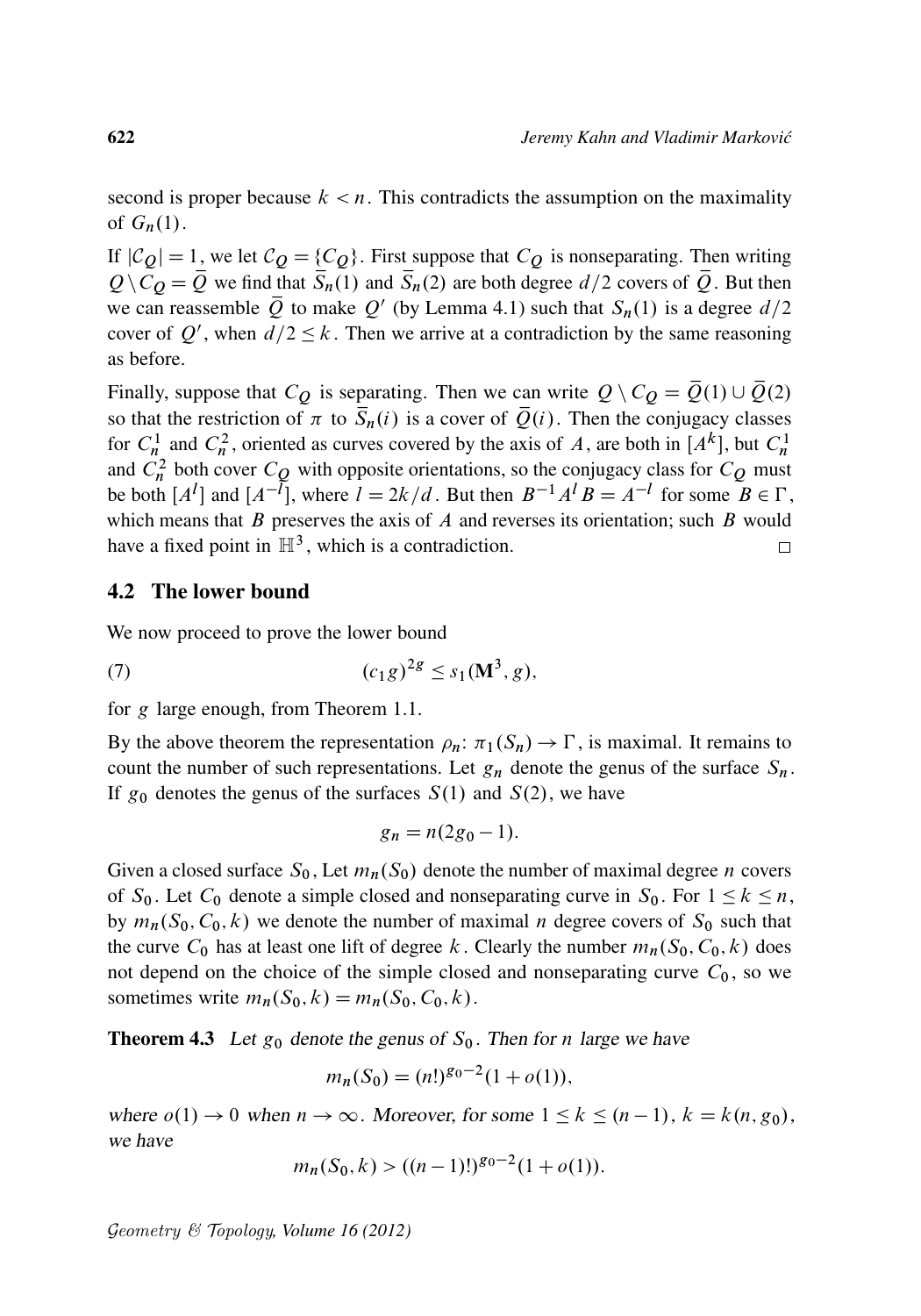second is proper because $k < n$. This contradicts the assumption on the maximality of $G_n(1)$.

If $|\mathcal{C}_Q| = 1$, we let $\mathcal{C}_Q = \{C_Q\}$. First suppose that $C_Q$ is nonseparating. Then writing $Q \setminus C_Q = \bar{Q}$ we find that $\bar{S}_n(1)$ and $\bar{S}_n(2)$ are both degree $d/2$ covers of $\bar{Q}$. But then we can reassemble $\bar{Q}$ to make $Q'$ (by Lemma 4.1) such that $S_n(1)$ is a degree $d/2$ cover of $Q'$, when $d/2 \le k$. Then we arrive at a contradiction by the same reasoning as before.

Finally, suppose that $C_Q$ is separating. Then we can write $Q \setminus C_Q = \bar{Q}(1) \cup \bar{Q}(2)$ so that the restriction of $\pi$ to $\bar{S}_n(i)$ is a cover of $\bar{Q}(i)$. Then the conjugacy classes for $C_n^1$ and $C_n^2$, oriented as curves covered by the axis of $A$, are both in $[A^k]$, but $C_n^1$ and $C_n^2$ both cover $C_Q$ with opposite orientations, so the conjugacy class for $C_Q$ must be both $[A^l]$ and $[A^{-l}]$, where $l = 2k/d$. But then $B^{-1}A^lB = A^{-l}$ for some $B \in \Gamma$, which means that $B$ preserves the axis of $A$ and reverses its orientation; such $B$ would have a fixed point in $\mathbb{H}^3$, which is a contradiction. $\square$

## 4.2 The lower bound

We now proceed to prove the lower bound

$$(c_1 g)^{2g} \le s_1(\mathbf{M}^3, g), \tag{7}$$

for $g$ large enough, from Theorem 1.1.

By the above theorem the representation $\rho_n\colon \pi_1(S_n) \to \Gamma$, is maximal. It remains to count the number of such representations. Let $g_n$ denote the genus of the surface $S_n$. If $g_0$ denotes the genus of the surfaces $S(1)$ and $S(2)$, we have

$$g_n = n(2g_0 - 1).$$

Given a closed surface $S_0$, Let $m_n(S_0)$ denote the number of maximal degree $n$ covers of $S_0$. Let $C_0$ denote a simple closed and nonseparating curve in $S_0$. For $1 \le k \le n$, by $m_n(S_0, C_0, k)$ we denote the number of maximal $n$ degree covers of $S_0$ such that the curve $C_0$ has at least one lift of degree $k$. Clearly the number $m_n(S_0, C_0, k)$ does not depend on the choice of the simple closed and nonseparating curve $C_0$, so we sometimes write $m_n(S_0, k) = m_n(S_0, C_0, k)$.

**Theorem 4.3** *Let $g_0$ denote the genus of $S_0$. Then for $n$ large we have*

$$m_n(S_0) = (n!)^{g_0 - 2}(1 + o(1)),$$

*where $o(1) \to 0$ when $n \to \infty$. Moreover, for some $1 \le k \le (n-1)$, $k = k(n, g_0)$, we have*

$$m_n(S_0, k) > ((n-1)!)^{g_0 - 2}(1 + o(1)).$$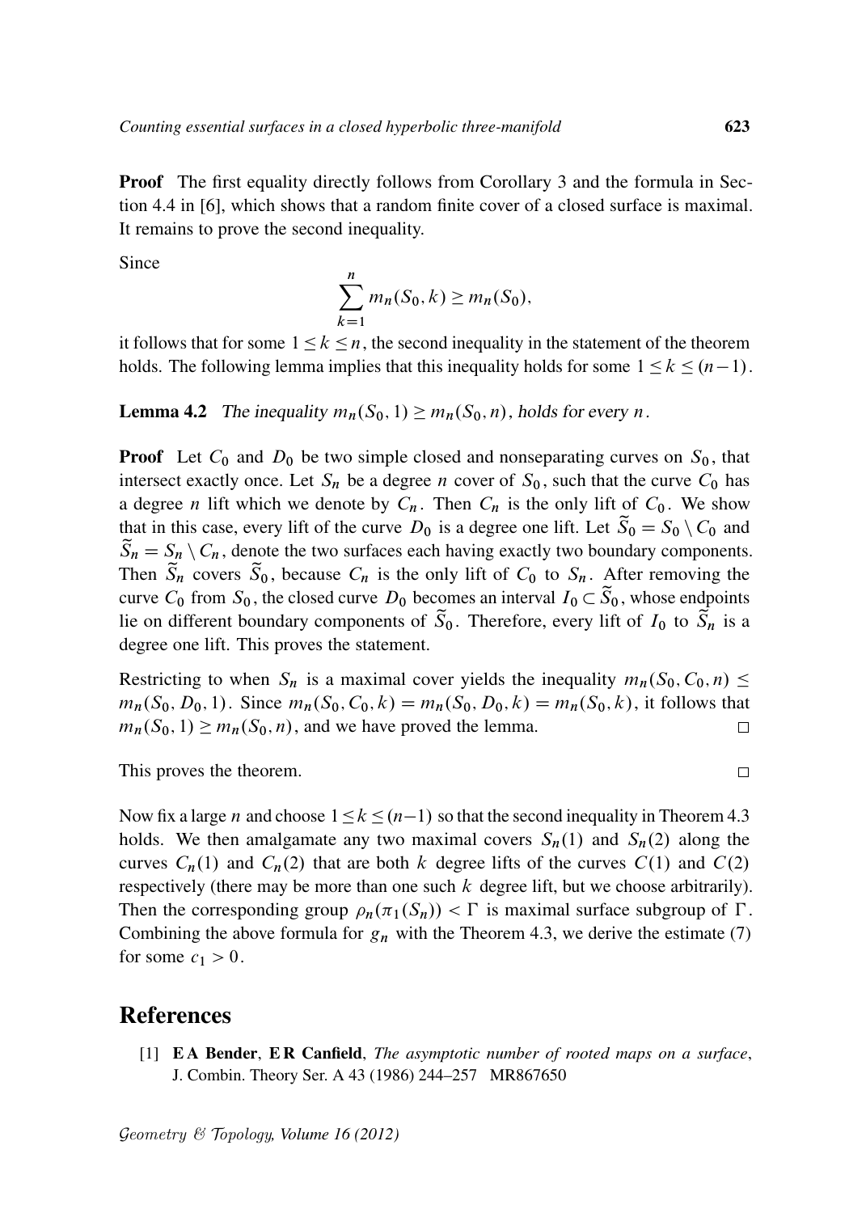**Proof** The first equality directly follows from Corollary 3 and the formula in Section 4.4 in [6], which shows that a random finite cover of a closed surface is maximal. It remains to prove the second inequality.

Since

$$\sum_{k=1}^{n} m_n(S_0,k) \geq m_n(S_0),$$

it follows that for some $1 \leq k \leq n$, the second inequality in the statement of the theorem holds. The following lemma implies that this inequality holds for some $1 \leq k \leq (n-1)$.

**Lemma 4.2** *The inequality $m_n(S_0,1) \geq m_n(S_0,n)$, holds for every $n$.*

**Proof** Let $C_0$ and $D_0$ be two simple closed and nonseparating curves on $S_0$, that intersect exactly once. Let $S_n$ be a degree $n$ cover of $S_0$, such that the curve $C_0$ has a degree $n$ lift which we denote by $C_n$. Then $C_n$ is the only lift of $C_0$. We show that in this case, every lift of the curve $D_0$ is a degree one lift. Let $\widetilde{S}_0 = S_0 \setminus C_0$ and $\widetilde{S}_n = S_n \setminus C_n$, denote the two surfaces each having exactly two boundary components. Then $\widetilde{S}_n$ covers $\widetilde{S}_0$, because $C_n$ is the only lift of $C_0$ to $S_n$. After removing the curve $C_0$ from $S_0$, the closed curve $D_0$ becomes an interval $I_0 \subset \widetilde{S}_0$, whose endpoints lie on different boundary components of $\widetilde{S}_0$. Therefore, every lift of $I_0$ to $\widetilde{S}_n$ is a degree one lift. This proves the statement.

Restricting to when $S_n$ is a maximal cover yields the inequality $m_n(S_0,C_0,n) \leq m_n(S_0,D_0,1)$. Since $m_n(S_0,C_0,k) = m_n(S_0,D_0,k) = m_n(S_0,k)$, it follows that $m_n(S_0,1) \geq m_n(S_0,n)$, and we have proved the lemma. □

This proves the theorem. □

Now fix a large $n$ and choose $1 \leq k \leq (n-1)$ so that the second inequality in Theorem 4.3 holds. We then amalgamate any two maximal covers $S_n(1)$ and $S_n(2)$ along the curves $C_n(1)$ and $C_n(2)$ that are both $k$ degree lifts of the curves $C(1)$ and $C(2)$ respectively (there may be more than one such $k$ degree lift, but we choose arbitrarily). Then the corresponding group $\rho_n(\pi_1(S_n)) < \Gamma$ is maximal surface subgroup of $\Gamma$. Combining the above formula for $g_n$ with the Theorem 4.3, we derive the estimate (7) for some $c_1 > 0$.

## References

[1] **E A Bender**, **E R Canfield**, *The asymptotic number of rooted maps on a surface*, J. Combin. Theory Ser. A 43 (1986) 244–257 MR867650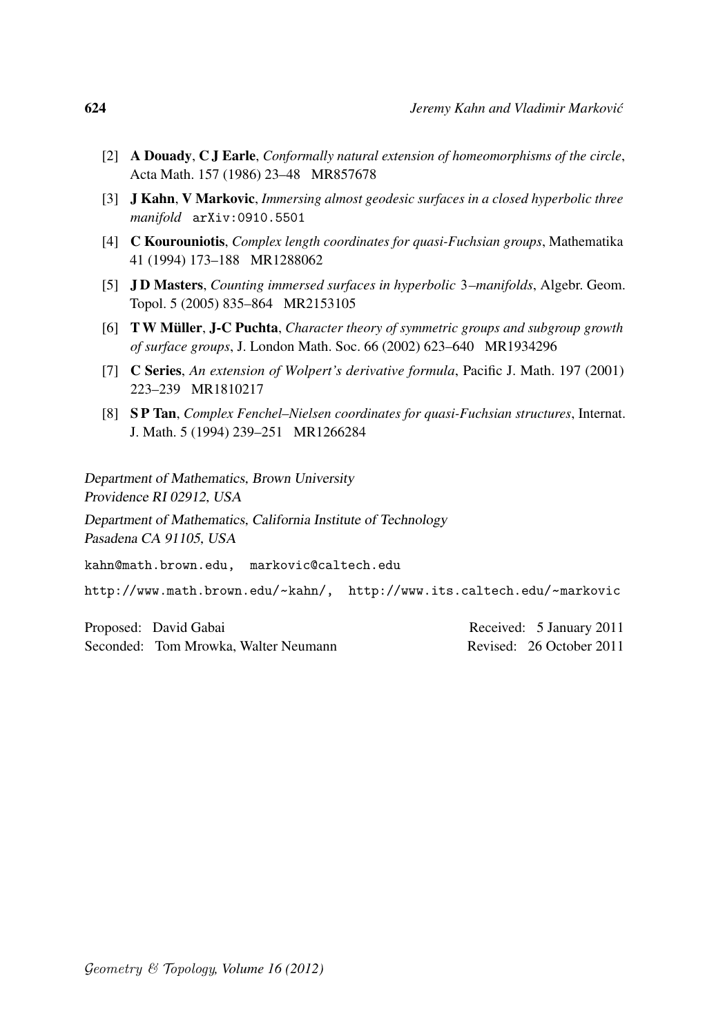[2] **A Douady**, **C J Earle**, *Conformally natural extension of homeomorphisms of the circle*, Acta Math. 157 (1986) 23–48 MR857678

[3] **J Kahn**, **V Markovic**, *Immersing almost geodesic surfaces in a closed hyperbolic three manifold* arXiv:0910.5501

[4] **C Kourouniotis**, *Complex length coordinates for quasi-Fuchsian groups*, Mathematika 41 (1994) 173–188 MR1288062

[5] **J D Masters**, *Counting immersed surfaces in hyperbolic 3–manifolds*, Algebr. Geom. Topol. 5 (2005) 835–864 MR2153105

[6] **T W Müller**, **J-C Puchta**, *Character theory of symmetric groups and subgroup growth of surface groups*, J. London Math. Soc. 66 (2002) 623–640 MR1934296

[7] **C Series**, *An extension of Wolpert's derivative formula*, Pacific J. Math. 197 (2001) 223–239 MR1810217

[8] **S P Tan**, *Complex Fenchel–Nielsen coordinates for quasi-Fuchsian structures*, Internat. J. Math. 5 (1994) 239–251 MR1266284

*Department of Mathematics, Brown University*
*Providence RI 02912, USA*

*Department of Mathematics, California Institute of Technology*
*Pasadena CA 91105, USA*

kahn@math.brown.edu, markovic@caltech.edu

http://www.math.brown.edu/~kahn/, http://www.its.caltech.edu/~markovic

Proposed: David Gabai
Seconded: Tom Mrowka, Walter Neumann

Received: 5 January 2011
Revised: 26 October 2011